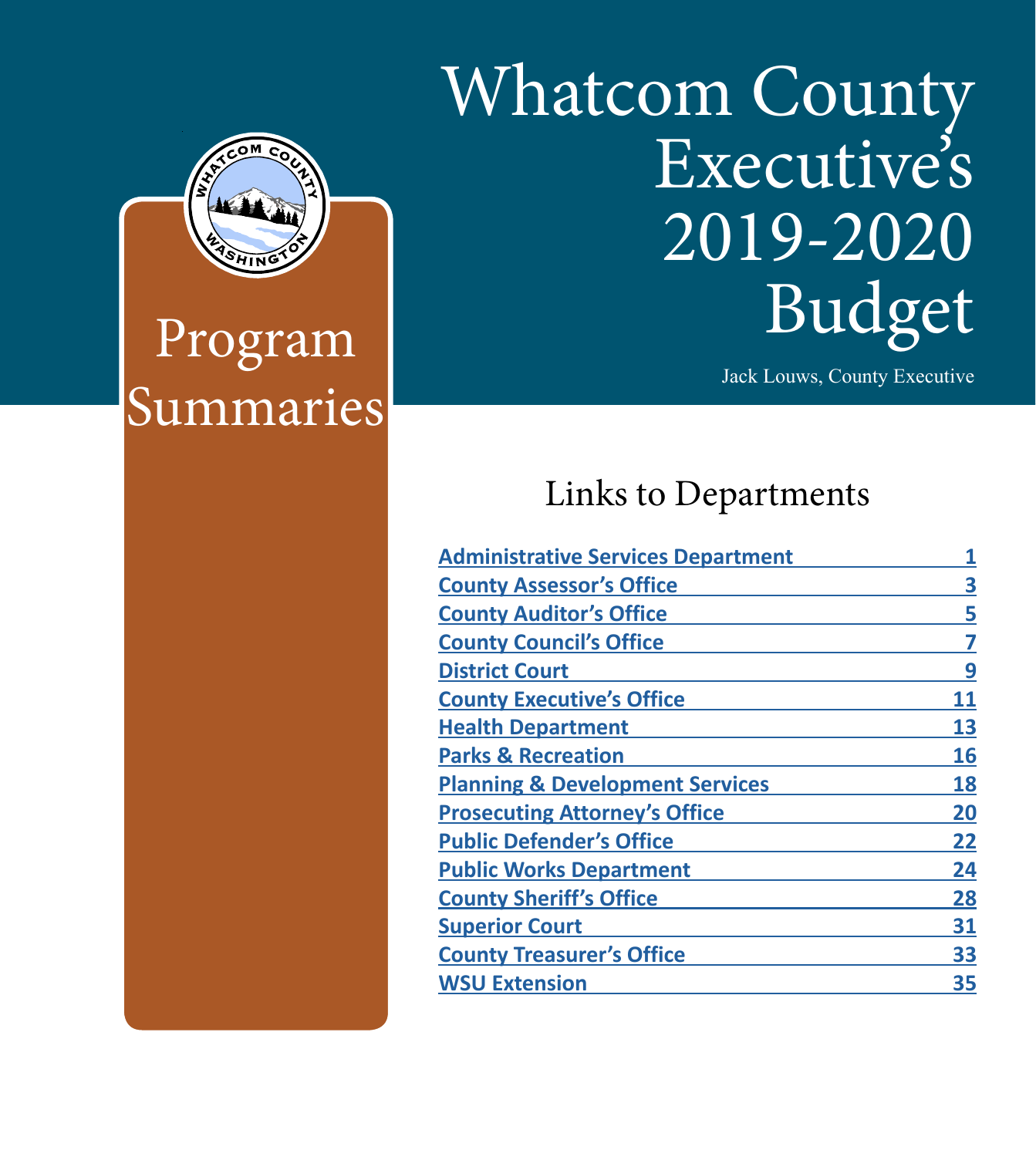# Whatcom County Executive's 2019-2020 Budget

Jack Louws, County Executive

## Program Summaries

## Links to Departments

| Department | Page |
|---|---|
| Administrative Services Department | 1 |
| County Assessor's Office | 3 |
| County Auditor's Office | 5 |
| County Council's Office | 7 |
| District Court | 9 |
| County Executive's Office | 11 |
| Health Department | 13 |
| Parks & Recreation | 16 |
| Planning & Development Services | 18 |
| Prosecuting Attorney's Office | 20 |
| Public Defender's Office | 22 |
| Public Works Department | 24 |
| County Sheriff's Office | 28 |
| Superior Court | 31 |
| County Treasurer's Office | 33 |
| WSU Extension | 35 |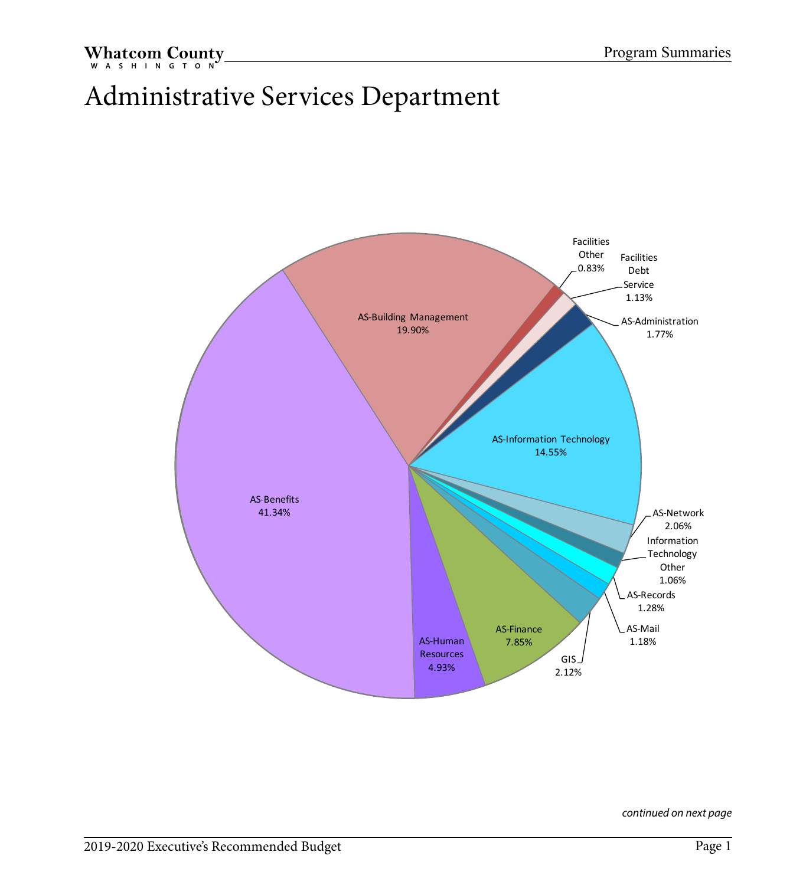# Administrative Services Department

| Program | Percentage |
|---|---|
| AS-Benefits | 41.34% |
| AS-Building Management | 19.90% |
| Facilities Other | 0.83% |
| Facilities Debt Service | 1.13% |
| AS-Administration | 1.77% |
| AS-Information Technology | 14.55% |
| AS-Network | 2.06% |
| Information Technology Other | 1.06% |
| AS-Records | 1.28% |
| AS-Mail | 1.18% |
| GIS | 2.12% |
| AS-Finance | 7.85% |
| AS-Human Resources | 4.93% |

*continued on next page*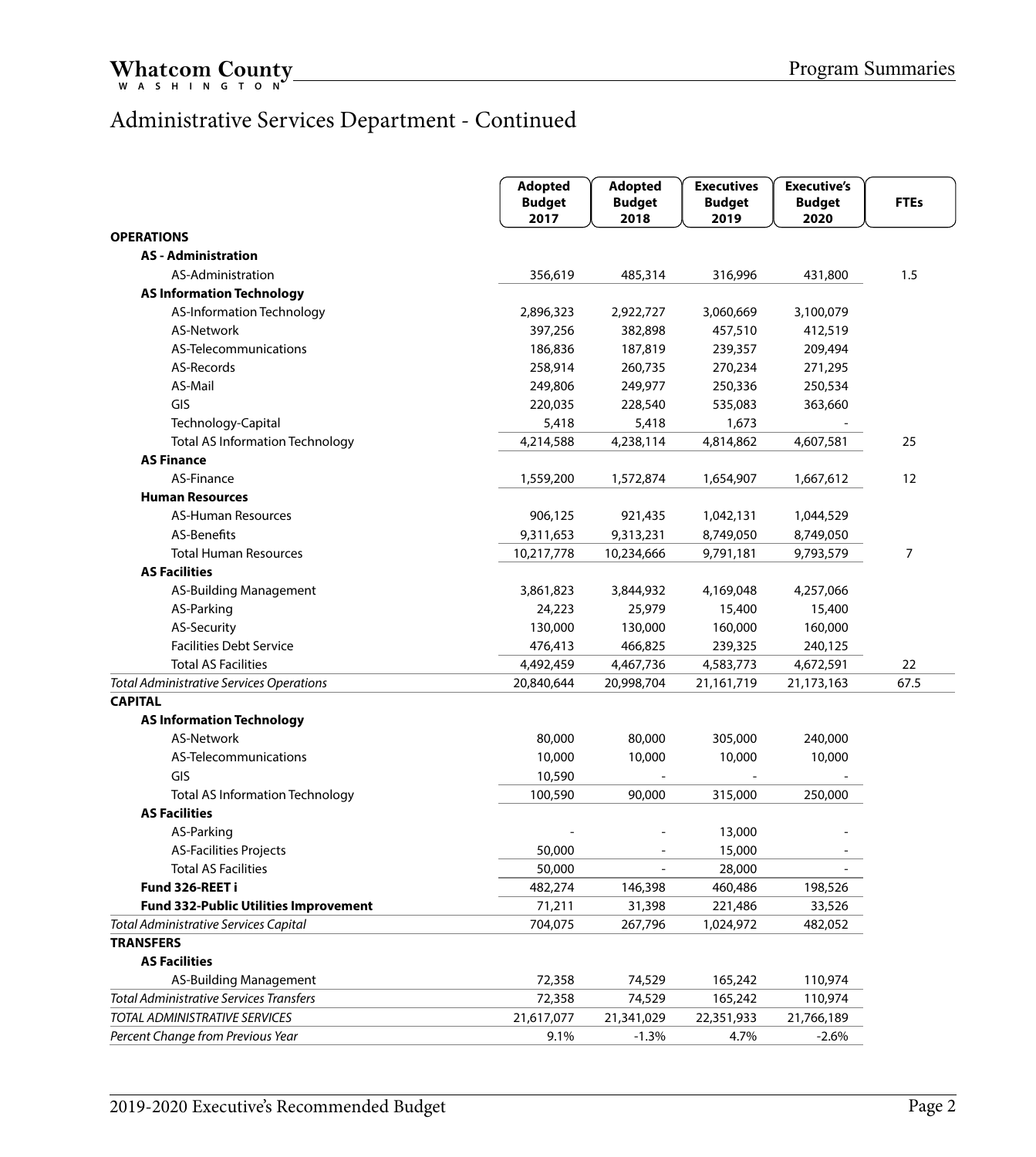# Administrative Services Department - Continued

| | Adopted Budget 2017 | Adopted Budget 2018 | Executives Budget 2019 | Executive's Budget 2020 | FTEs |
|---|---|---|---|---|---|
| **OPERATIONS** | | | | | |
| **AS - Administration** | | | | | |
| AS-Administration | 356,619 | 485,314 | 316,996 | 431,800 | 1.5 |
| **AS Information Technology** | | | | | |
| AS-Information Technology | 2,896,323 | 2,922,727 | 3,060,669 | 3,100,079 | |
| AS-Network | 397,256 | 382,898 | 457,510 | 412,519 | |
| AS-Telecommunications | 186,836 | 187,819 | 239,357 | 209,494 | |
| AS-Records | 258,914 | 260,735 | 270,234 | 271,295 | |
| AS-Mail | 249,806 | 249,977 | 250,336 | 250,534 | |
| GIS | 220,035 | 228,540 | 535,083 | 363,660 | |
| Technology-Capital | 5,418 | 5,418 | 1,673 | - | |
| Total AS Information Technology | 4,214,588 | 4,238,114 | 4,814,862 | 4,607,581 | 25 |
| **AS Finance** | | | | | |
| AS-Finance | 1,559,200 | 1,572,874 | 1,654,907 | 1,667,612 | 12 |
| **Human Resources** | | | | | |
| AS-Human Resources | 906,125 | 921,435 | 1,042,131 | 1,044,529 | |
| AS-Benefits | 9,311,653 | 9,313,231 | 8,749,050 | 8,749,050 | |
| Total Human Resources | 10,217,778 | 10,234,666 | 9,791,181 | 9,793,579 | 7 |
| **AS Facilities** | | | | | |
| AS-Building Management | 3,861,823 | 3,844,932 | 4,169,048 | 4,257,066 | |
| AS-Parking | 24,223 | 25,979 | 15,400 | 15,400 | |
| AS-Security | 130,000 | 130,000 | 160,000 | 160,000 | |
| Facilities Debt Service | 476,413 | 466,825 | 239,325 | 240,125 | |
| Total AS Facilities | 4,492,459 | 4,467,736 | 4,583,773 | 4,672,591 | 22 |
| *Total Administrative Services Operations* | 20,840,644 | 20,998,704 | 21,161,719 | 21,173,163 | 67.5 |
| **CAPITAL** | | | | | |
| **AS Information Technology** | | | | | |
| AS-Network | 80,000 | 80,000 | 305,000 | 240,000 | |
| AS-Telecommunications | 10,000 | 10,000 | 10,000 | 10,000 | |
| GIS | 10,590 | - | - | - | |
| Total AS Information Technology | 100,590 | 90,000 | 315,000 | 250,000 | |
| **AS Facilities** | | | | | |
| AS-Parking | - | - | 13,000 | - | |
| AS-Facilities Projects | 50,000 | - | 15,000 | - | |
| Total AS Facilities | 50,000 | - | 28,000 | - | |
| **Fund 326-REET i** | 482,274 | 146,398 | 460,486 | 198,526 | |
| **Fund 332-Public Utilities Improvement** | 71,211 | 31,398 | 221,486 | 33,526 | |
| *Total Administrative Services Capital* | 704,075 | 267,796 | 1,024,972 | 482,052 | |
| **TRANSFERS** | | | | | |
| **AS Facilities** | | | | | |
| AS-Building Management | 72,358 | 74,529 | 165,242 | 110,974 | |
| *Total Administrative Services Transfers* | 72,358 | 74,529 | 165,242 | 110,974 | |
| *TOTAL ADMINISTRATIVE SERVICES* | 21,617,077 | 21,341,029 | 22,351,933 | 21,766,189 | |
| *Percent Change from Previous Year* | 9.1% | -1.3% | 4.7% | -2.6% | |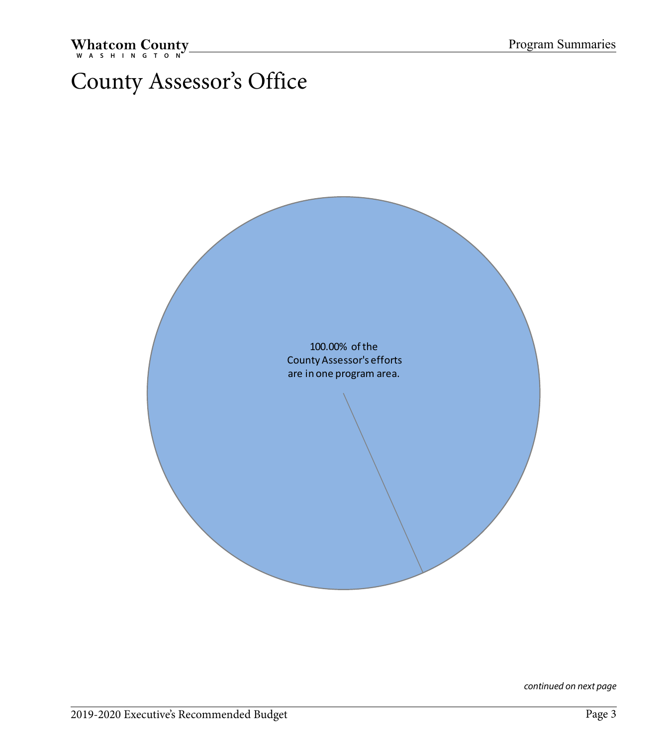# County Assessor's Office

100.00% of the County Assessor's efforts are in one program area.

*continued on next page*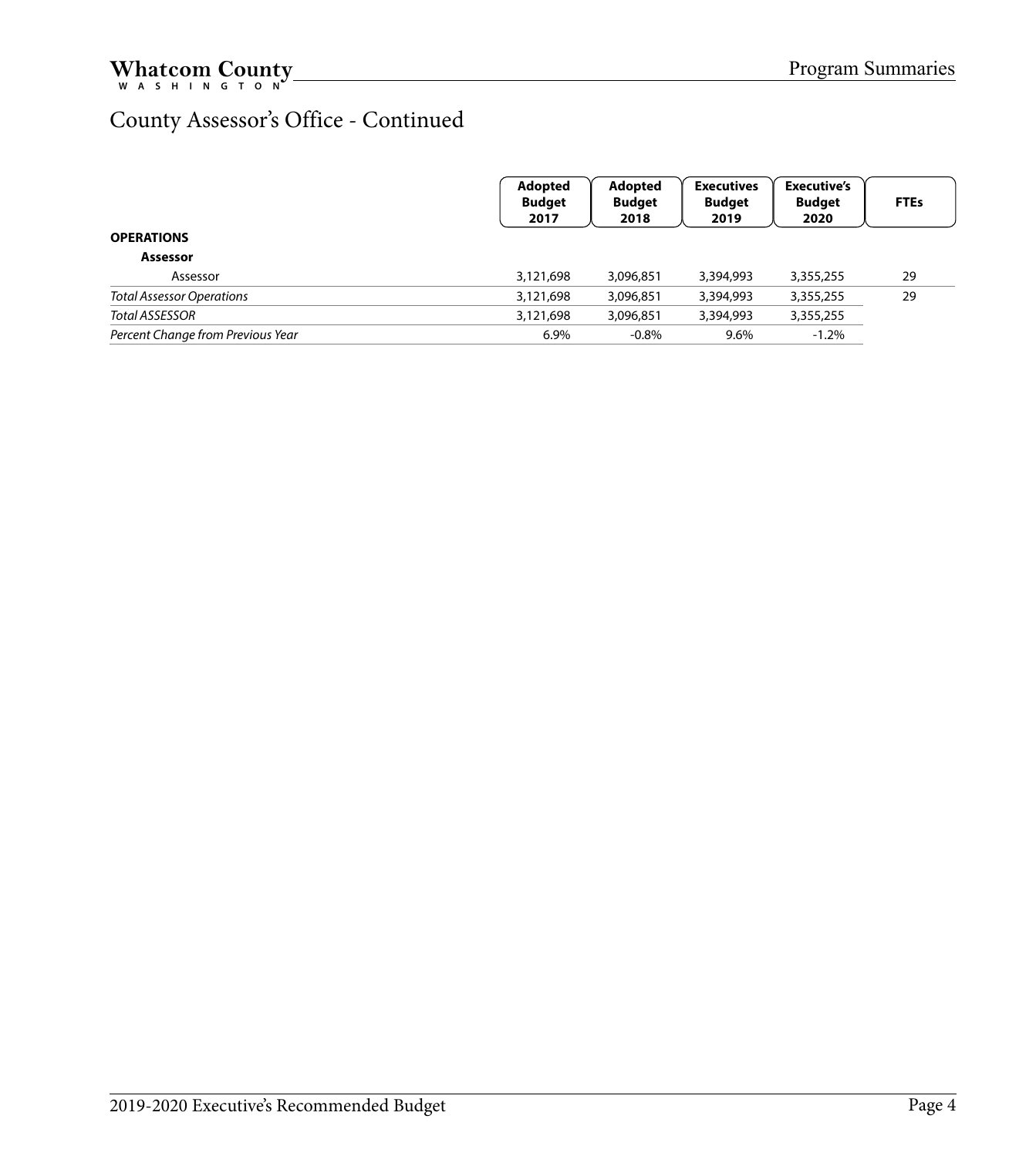# County Assessor's Office - Continued

| | Adopted Budget 2017 | Adopted Budget 2018 | Executives Budget 2019 | Executive's Budget 2020 | FTEs |
|---|---|---|---|---|---|
| **OPERATIONS** | | | | | |
| **Assessor** | | | | | |
| Assessor | 3,121,698 | 3,096,851 | 3,394,993 | 3,355,255 | 29 |
| *Total Assessor Operations* | 3,121,698 | 3,096,851 | 3,394,993 | 3,355,255 | 29 |
| *Total ASSESSOR* | 3,121,698 | 3,096,851 | 3,394,993 | 3,355,255 | |
| *Percent Change from Previous Year* | 6.9% | -0.8% | 9.6% | -1.2% | |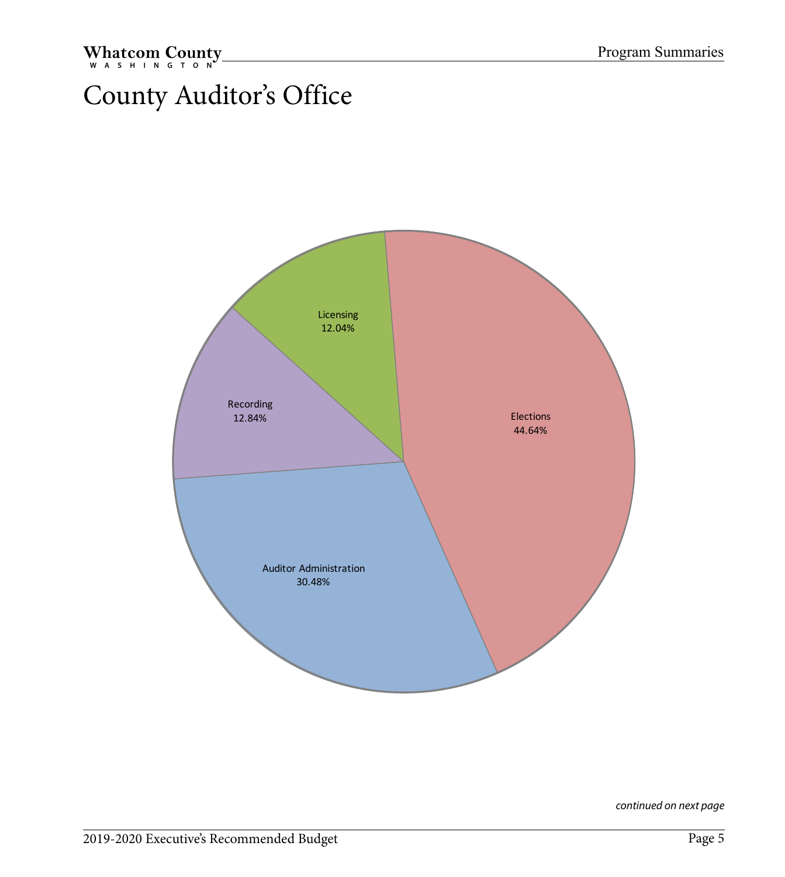# County Auditor's Office

Licensing
12.04%

Recording
12.84%

Elections
44.64%

Auditor Administration
30.48%

*continued on next page*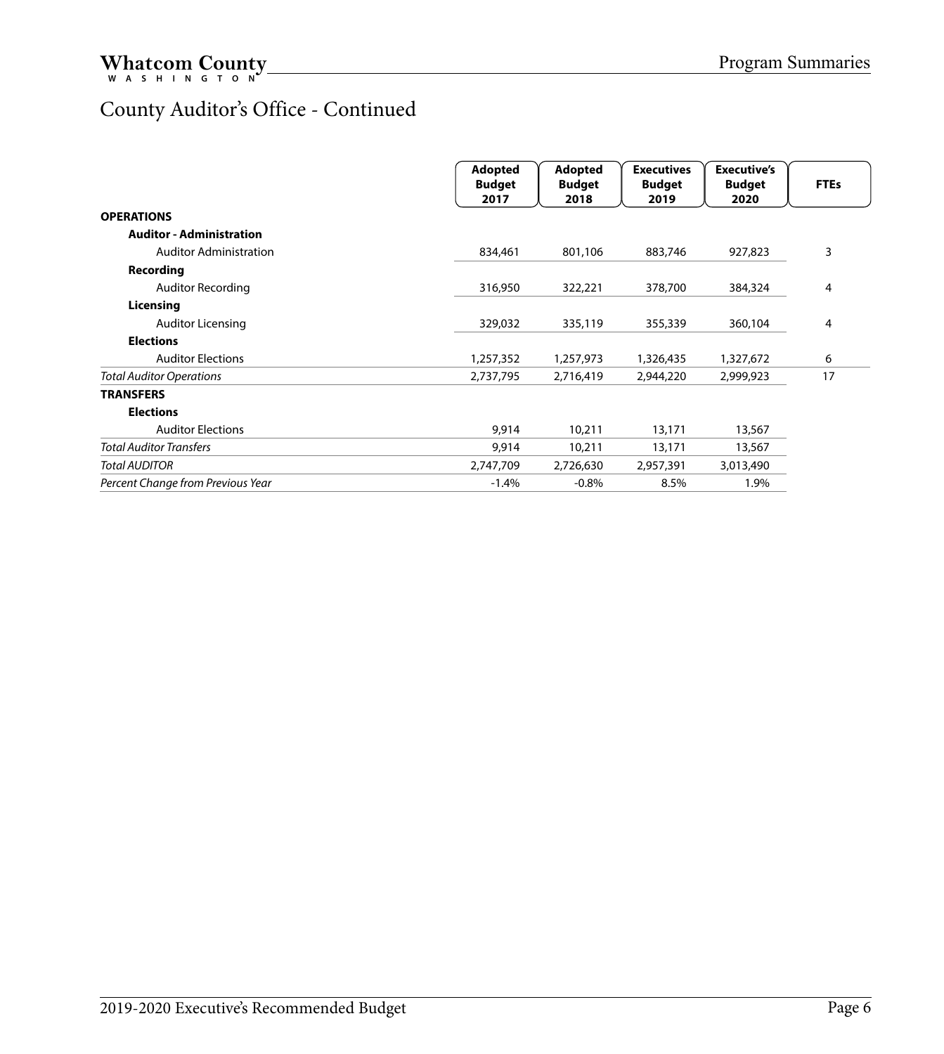# County Auditor's Office - Continued

| | Adopted Budget 2017 | Adopted Budget 2018 | Executives Budget 2019 | Executive's Budget 2020 | FTEs |
|---|---|---|---|---|---|
| **OPERATIONS** | | | | | |
| **Auditor - Administration** | | | | | |
| Auditor Administration | 834,461 | 801,106 | 883,746 | 927,823 | 3 |
| **Recording** | | | | | |
| Auditor Recording | 316,950 | 322,221 | 378,700 | 384,324 | 4 |
| **Licensing** | | | | | |
| Auditor Licensing | 329,032 | 335,119 | 355,339 | 360,104 | 4 |
| **Elections** | | | | | |
| Auditor Elections | 1,257,352 | 1,257,973 | 1,326,435 | 1,327,672 | 6 |
| *Total Auditor Operations* | 2,737,795 | 2,716,419 | 2,944,220 | 2,999,923 | 17 |
| **TRANSFERS** | | | | | |
| **Elections** | | | | | |
| Auditor Elections | 9,914 | 10,211 | 13,171 | 13,567 | |
| *Total Auditor Transfers* | 9,914 | 10,211 | 13,171 | 13,567 | |
| *Total AUDITOR* | 2,747,709 | 2,726,630 | 2,957,391 | 3,013,490 | |
| *Percent Change from Previous Year* | -1.4% | -0.8% | 8.5% | 1.9% | |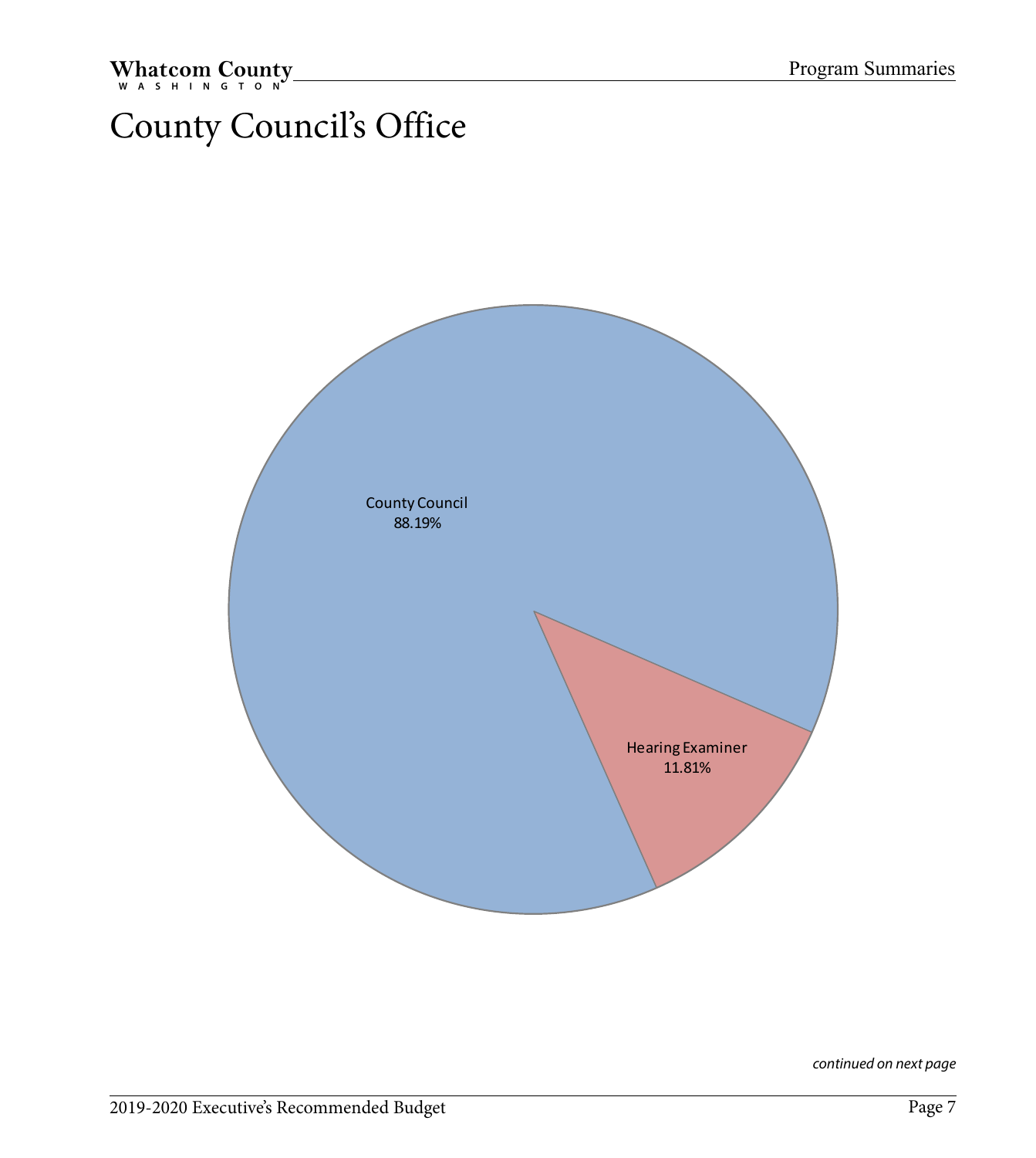# County Council's Office

County Council
88.19%

Hearing Examiner
11.81%

*continued on next page*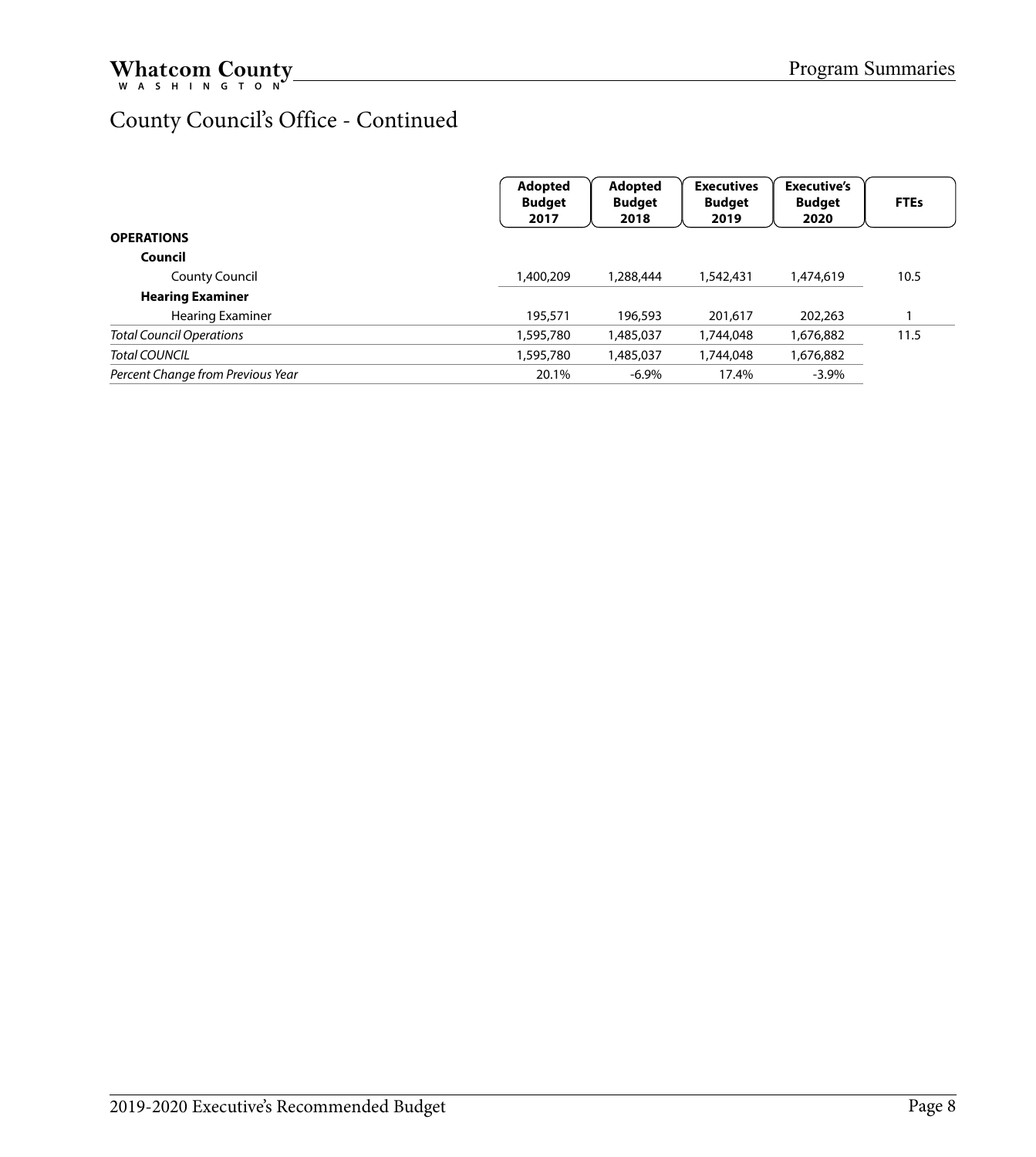# County Council's Office - Continued

| | Adopted Budget 2017 | Adopted Budget 2018 | Executives Budget 2019 | Executive's Budget 2020 | FTEs |
|---|---|---|---|---|---|
| **OPERATIONS** | | | | | |
| **Council** | | | | | |
| County Council | 1,400,209 | 1,288,444 | 1,542,431 | 1,474,619 | 10.5 |
| **Hearing Examiner** | | | | | |
| Hearing Examiner | 195,571 | 196,593 | 201,617 | 202,263 | 1 |
| *Total Council Operations* | 1,595,780 | 1,485,037 | 1,744,048 | 1,676,882 | 11.5 |
| *Total COUNCIL* | 1,595,780 | 1,485,037 | 1,744,048 | 1,676,882 | |
| *Percent Change from Previous Year* | 20.1% | -6.9% | 17.4% | -3.9% | |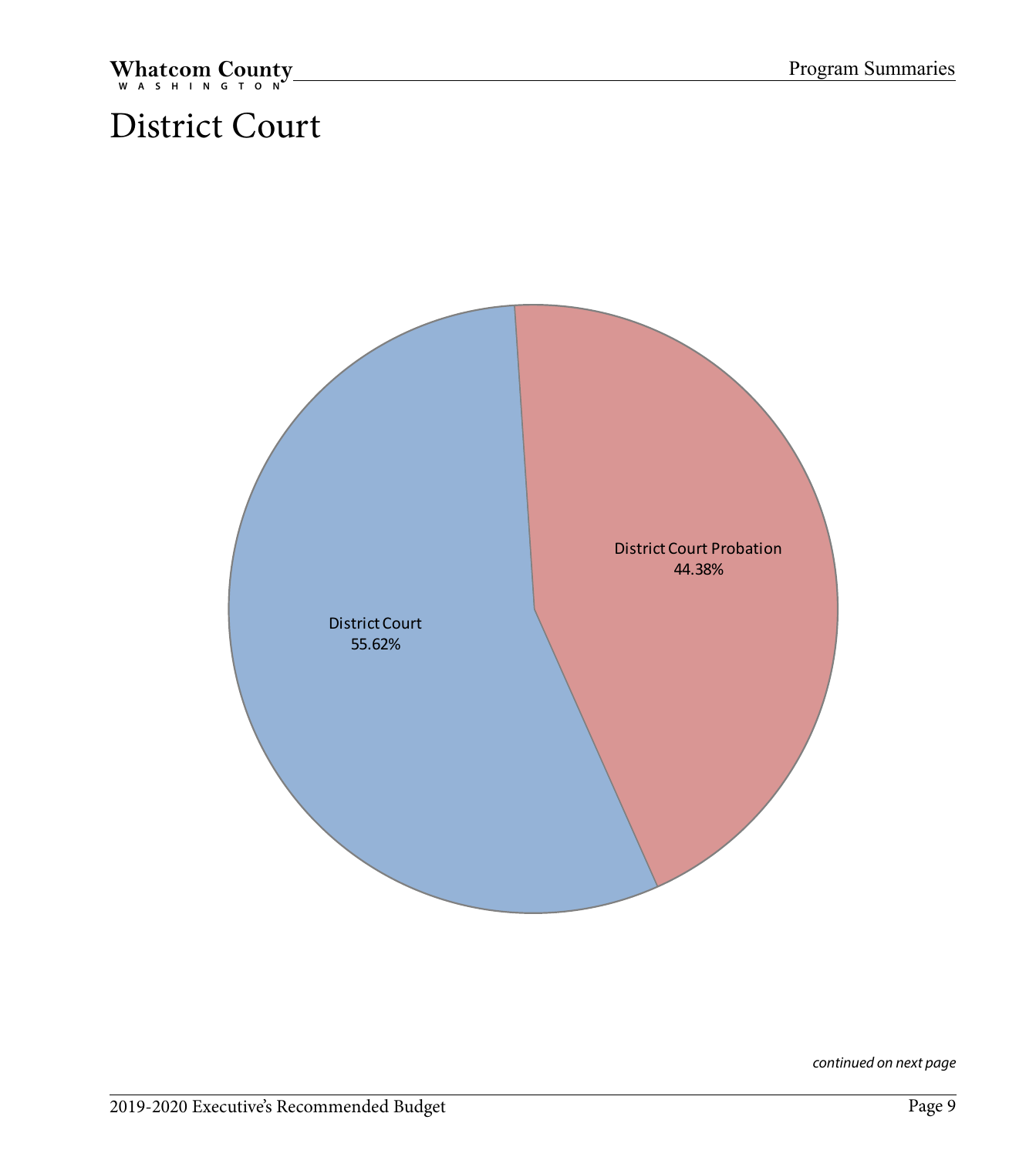# District Court

District Court Probation
44.38%

District Court
55.62%

*continued on next page*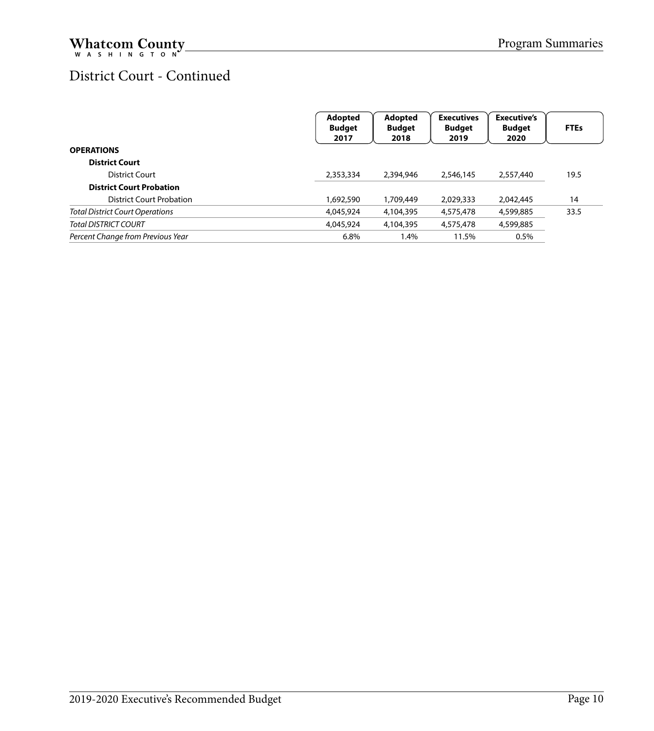# District Court - Continued

| | Adopted Budget 2017 | Adopted Budget 2018 | Executives Budget 2019 | Executive's Budget 2020 | FTEs |
|---|---|---|---|---|---|
| **OPERATIONS** | | | | | |
| **District Court** | | | | | |
| District Court | 2,353,334 | 2,394,946 | 2,546,145 | 2,557,440 | 19.5 |
| **District Court Probation** | | | | | |
| District Court Probation | 1,692,590 | 1,709,449 | 2,029,333 | 2,042,445 | 14 |
| *Total District Court Operations* | 4,045,924 | 4,104,395 | 4,575,478 | 4,599,885 | 33.5 |
| *Total DISTRICT COURT* | 4,045,924 | 4,104,395 | 4,575,478 | 4,599,885 | |
| *Percent Change from Previous Year* | 6.8% | 1.4% | 11.5% | 0.5% | |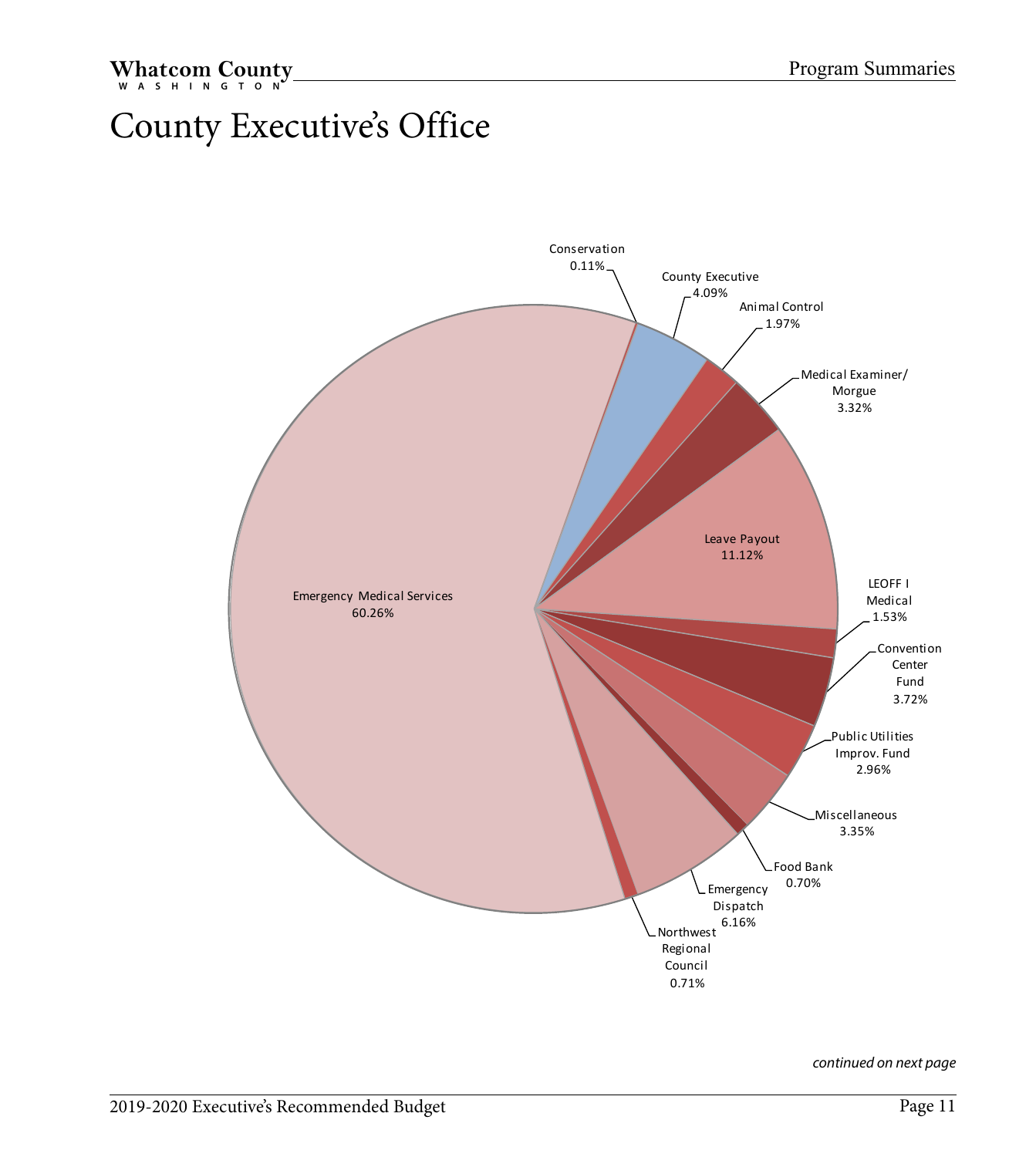# County Executive's Office

Conservation 0.11%

County Executive 4.09%

Animal Control 1.97%

Medical Examiner/ Morgue 3.32%

Leave Payout 11.12%

LEOFF I Medical 1.53%

Convention Center Fund 3.72%

Public Utilities Improv. Fund 2.96%

Miscellaneous 3.35%

Food Bank 0.70%

Emergency Dispatch 6.16%

Northwest Regional Council 0.71%

Emergency Medical Services 60.26%

*continued on next page*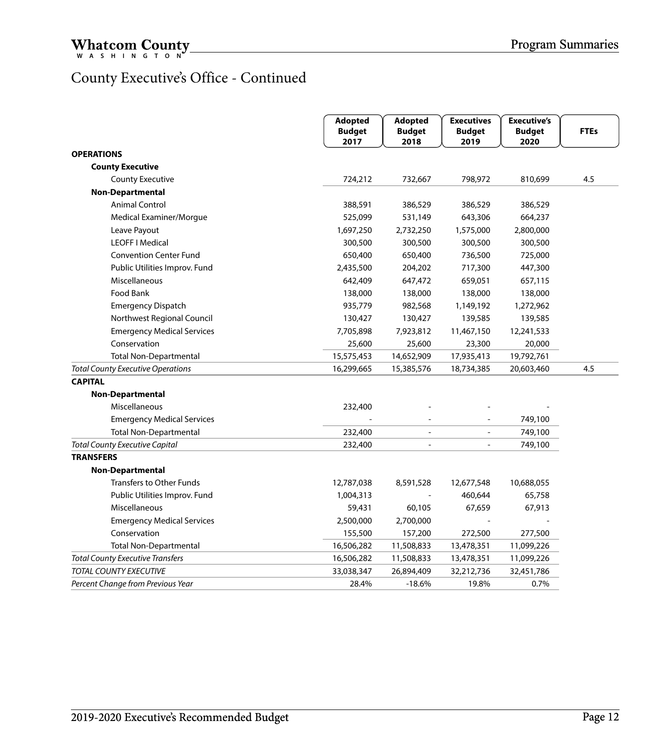# County Executive's Office - Continued

| | Adopted Budget 2017 | Adopted Budget 2018 | Executives Budget 2019 | Executive's Budget 2020 | FTEs |
|---|---|---|---|---|---|
| **OPERATIONS** | | | | | |
| **County Executive** | | | | | |
| County Executive | 724,212 | 732,667 | 798,972 | 810,699 | 4.5 |
| **Non-Departmental** | | | | | |
| Animal Control | 388,591 | 386,529 | 386,529 | 386,529 | |
| Medical Examiner/Morgue | 525,099 | 531,149 | 643,306 | 664,237 | |
| Leave Payout | 1,697,250 | 2,732,250 | 1,575,000 | 2,800,000 | |
| LEOFF I Medical | 300,500 | 300,500 | 300,500 | 300,500 | |
| Convention Center Fund | 650,400 | 650,400 | 736,500 | 725,000 | |
| Public Utilities Improv. Fund | 2,435,500 | 204,202 | 717,300 | 447,300 | |
| Miscellaneous | 642,409 | 647,472 | 659,051 | 657,115 | |
| Food Bank | 138,000 | 138,000 | 138,000 | 138,000 | |
| Emergency Dispatch | 935,779 | 982,568 | 1,149,192 | 1,272,962 | |
| Northwest Regional Council | 130,427 | 130,427 | 139,585 | 139,585 | |
| Emergency Medical Services | 7,705,898 | 7,923,812 | 11,467,150 | 12,241,533 | |
| Conservation | 25,600 | 25,600 | 23,300 | 20,000 | |
| Total Non-Departmental | 15,575,453 | 14,652,909 | 17,935,413 | 19,792,761 | |
| *Total County Executive Operations* | 16,299,665 | 15,385,576 | 18,734,385 | 20,603,460 | 4.5 |
| **CAPITAL** | | | | | |
| **Non-Departmental** | | | | | |
| Miscellaneous | 232,400 | - | - | - | |
| Emergency Medical Services | - | - | - | 749,100 | |
| Total Non-Departmental | 232,400 | - | - | 749,100 | |
| *Total County Executive Capital* | 232,400 | - | - | 749,100 | |
| **TRANSFERS** | | | | | |
| **Non-Departmental** | | | | | |
| Transfers to Other Funds | 12,787,038 | 8,591,528 | 12,677,548 | 10,688,055 | |
| Public Utilities Improv. Fund | 1,004,313 | - | 460,644 | 65,758 | |
| Miscellaneous | 59,431 | 60,105 | 67,659 | 67,913 | |
| Emergency Medical Services | 2,500,000 | 2,700,000 | - | - | |
| Conservation | 155,500 | 157,200 | 272,500 | 277,500 | |
| Total Non-Departmental | 16,506,282 | 11,508,833 | 13,478,351 | 11,099,226 | |
| *Total County Executive Transfers* | 16,506,282 | 11,508,833 | 13,478,351 | 11,099,226 | |
| *TOTAL COUNTY EXECUTIVE* | 33,038,347 | 26,894,409 | 32,212,736 | 32,451,786 | |
| *Percent Change from Previous Year* | 28.4% | -18.6% | 19.8% | 0.7% | |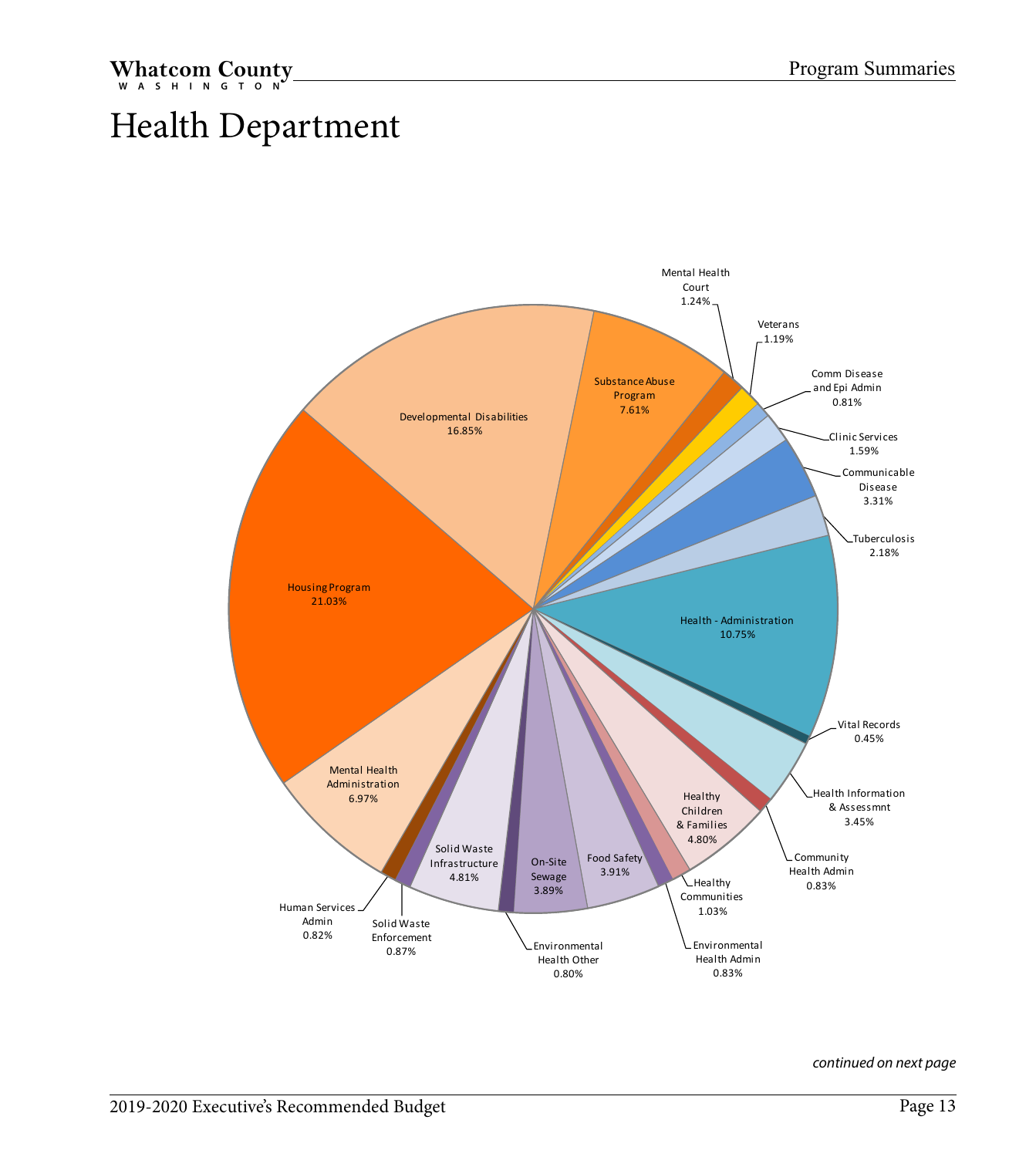# Health Department

Developmental Disabilities 16.85%
Substance Abuse Program 7.61%
Mental Health Court 1.24%
Veterans 1.19%
Comm Disease and Epi Admin 0.81%
Clinic Services 1.59%
Communicable Disease 3.31%
Tuberculosis 2.18%
Health - Administration 10.75%
Vital Records 0.45%
Health Information & Assessmnt 3.45%
Community Health Admin 0.83%
Healthy Children & Families 4.80%
Healthy Communities 1.03%
Environmental Health Admin 0.83%
Food Safety 3.91%
On-Site Sewage 3.89%
Environmental Health Other 0.80%
Solid Waste Infrastructure 4.81%
Solid Waste Enforcement 0.87%
Human Services Admin 0.82%
Mental Health Administration 6.97%
Housing Program 21.03%

*continued on next page*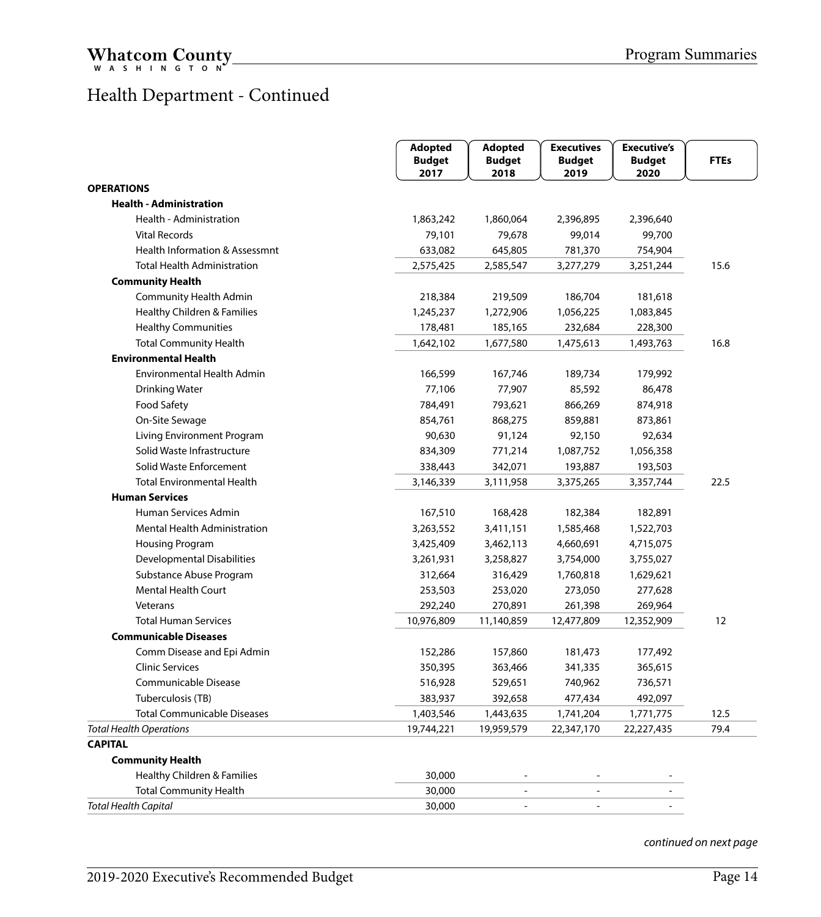# Health Department - Continued

| | Adopted Budget 2017 | Adopted Budget 2018 | Executives Budget 2019 | Executive's Budget 2020 | FTEs |
|---|---|---|---|---|---|
| **OPERATIONS** | | | | | |
| **Health - Administration** | | | | | |
| Health - Administration | 1,863,242 | 1,860,064 | 2,396,895 | 2,396,640 | |
| Vital Records | 79,101 | 79,678 | 99,014 | 99,700 | |
| Health Information & Assessmnt | 633,082 | 645,805 | 781,370 | 754,904 | |
| Total Health Administration | 2,575,425 | 2,585,547 | 3,277,279 | 3,251,244 | 15.6 |
| **Community Health** | | | | | |
| Community Health Admin | 218,384 | 219,509 | 186,704 | 181,618 | |
| Healthy Children & Families | 1,245,237 | 1,272,906 | 1,056,225 | 1,083,845 | |
| Healthy Communities | 178,481 | 185,165 | 232,684 | 228,300 | |
| Total Community Health | 1,642,102 | 1,677,580 | 1,475,613 | 1,493,763 | 16.8 |
| **Environmental Health** | | | | | |
| Environmental Health Admin | 166,599 | 167,746 | 189,734 | 179,992 | |
| Drinking Water | 77,106 | 77,907 | 85,592 | 86,478 | |
| Food Safety | 784,491 | 793,621 | 866,269 | 874,918 | |
| On-Site Sewage | 854,761 | 868,275 | 859,881 | 873,861 | |
| Living Environment Program | 90,630 | 91,124 | 92,150 | 92,634 | |
| Solid Waste Infrastructure | 834,309 | 771,214 | 1,087,752 | 1,056,358 | |
| Solid Waste Enforcement | 338,443 | 342,071 | 193,887 | 193,503 | |
| Total Environmental Health | 3,146,339 | 3,111,958 | 3,375,265 | 3,357,744 | 22.5 |
| **Human Services** | | | | | |
| Human Services Admin | 167,510 | 168,428 | 182,384 | 182,891 | |
| Mental Health Administration | 3,263,552 | 3,411,151 | 1,585,468 | 1,522,703 | |
| Housing Program | 3,425,409 | 3,462,113 | 4,660,691 | 4,715,075 | |
| Developmental Disabilities | 3,261,931 | 3,258,827 | 3,754,000 | 3,755,027 | |
| Substance Abuse Program | 312,664 | 316,429 | 1,760,818 | 1,629,621 | |
| Mental Health Court | 253,503 | 253,020 | 273,050 | 277,628 | |
| Veterans | 292,240 | 270,891 | 261,398 | 269,964 | |
| Total Human Services | 10,976,809 | 11,140,859 | 12,477,809 | 12,352,909 | 12 |
| **Communicable Diseases** | | | | | |
| Comm Disease and Epi Admin | 152,286 | 157,860 | 181,473 | 177,492 | |
| Clinic Services | 350,395 | 363,466 | 341,335 | 365,615 | |
| Communicable Disease | 516,928 | 529,651 | 740,962 | 736,571 | |
| Tuberculosis (TB) | 383,937 | 392,658 | 477,434 | 492,097 | |
| Total Communicable Diseases | 1,403,546 | 1,443,635 | 1,741,204 | 1,771,775 | 12.5 |
| *Total Health Operations* | 19,744,221 | 19,959,579 | 22,347,170 | 22,227,435 | 79.4 |
| **CAPITAL** | | | | | |
| **Community Health** | | | | | |
| Healthy Children & Families | 30,000 | - | - | - | |
| Total Community Health | 30,000 | - | - | - | |
| *Total Health Capital* | 30,000 | - | - | - | |

*continued on next page*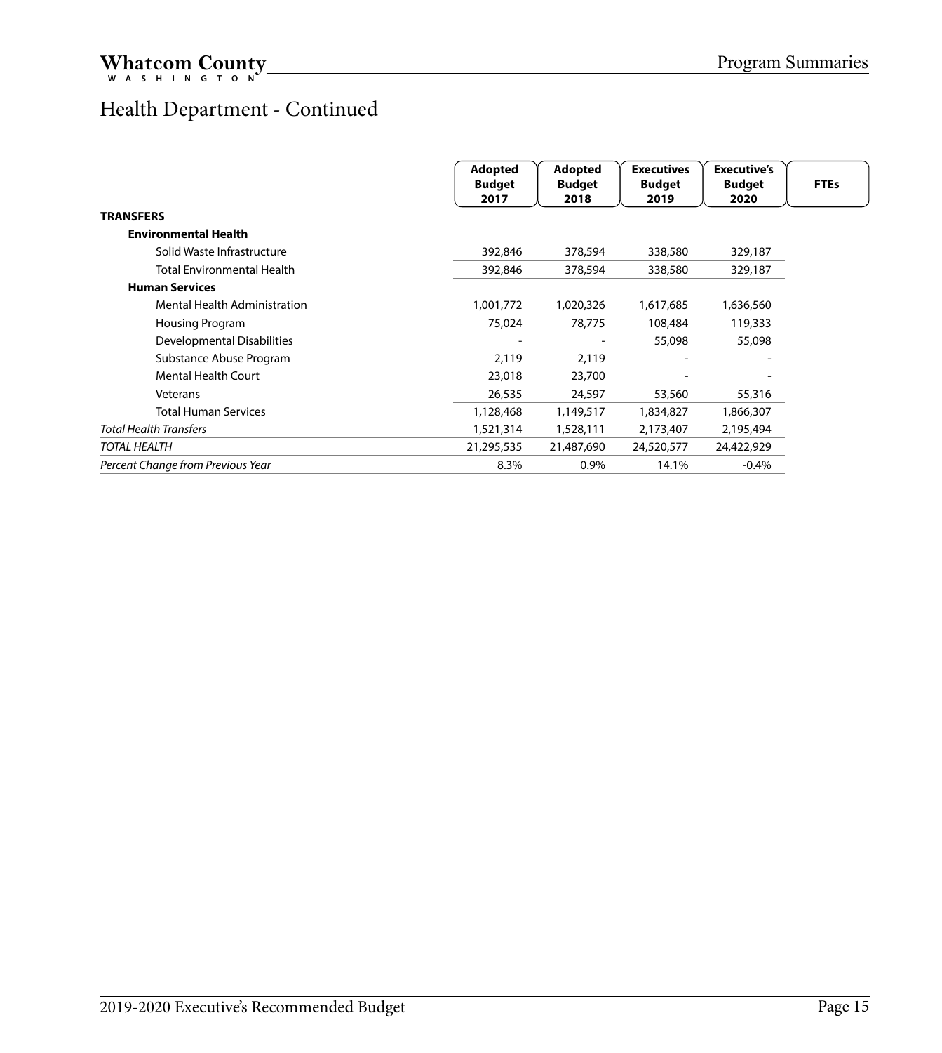# Health Department - Continued

| | Adopted Budget 2017 | Adopted Budget 2018 | Executives Budget 2019 | Executive's Budget 2020 | FTEs |
|---|---|---|---|---|---|
| **TRANSFERS** | | | | | |
| **Environmental Health** | | | | | |
| Solid Waste Infrastructure | 392,846 | 378,594 | 338,580 | 329,187 | |
| Total Environmental Health | 392,846 | 378,594 | 338,580 | 329,187 | |
| **Human Services** | | | | | |
| Mental Health Administration | 1,001,772 | 1,020,326 | 1,617,685 | 1,636,560 | |
| Housing Program | 75,024 | 78,775 | 108,484 | 119,333 | |
| Developmental Disabilities | - | - | 55,098 | 55,098 | |
| Substance Abuse Program | 2,119 | 2,119 | - | - | |
| Mental Health Court | 23,018 | 23,700 | - | - | |
| Veterans | 26,535 | 24,597 | 53,560 | 55,316 | |
| Total Human Services | 1,128,468 | 1,149,517 | 1,834,827 | 1,866,307 | |
| *Total Health Transfers* | 1,521,314 | 1,528,111 | 2,173,407 | 2,195,494 | |
| *TOTAL HEALTH* | 21,295,535 | 21,487,690 | 24,520,577 | 24,422,929 | |
| *Percent Change from Previous Year* | 8.3% | 0.9% | 14.1% | -0.4% | |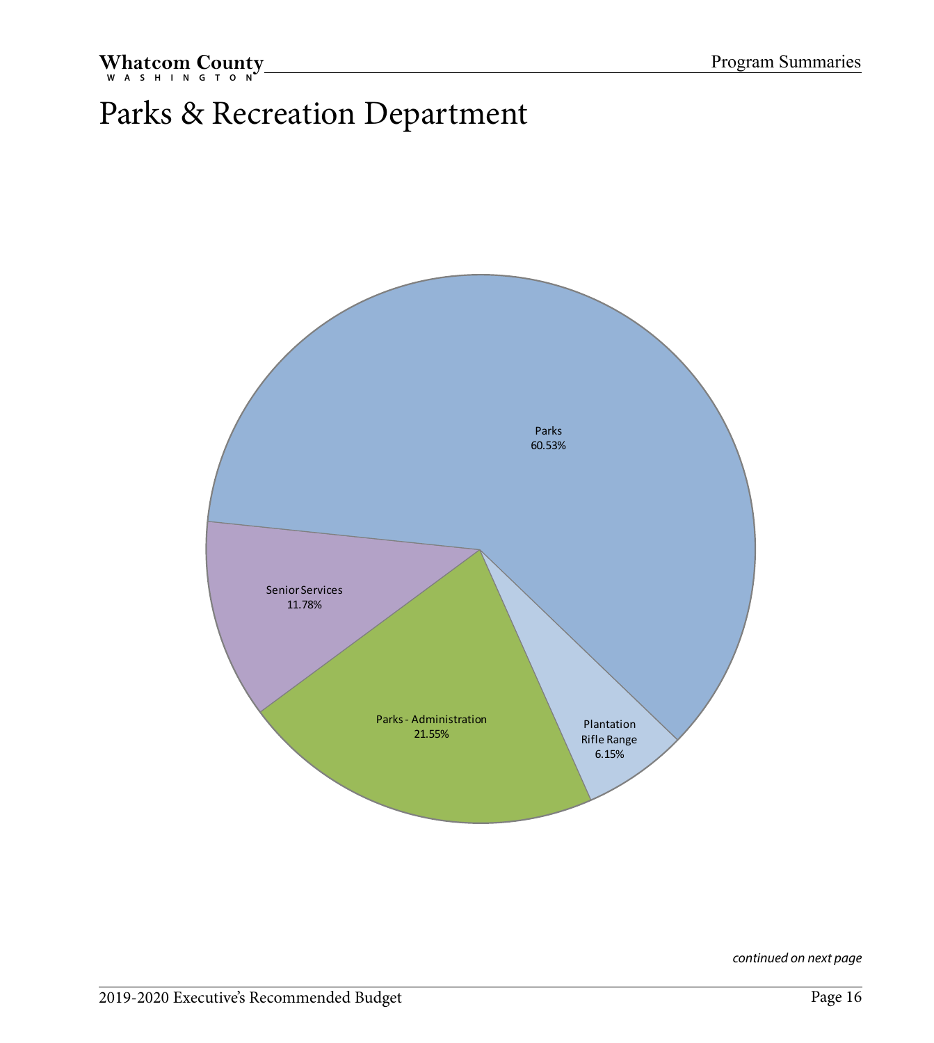# Parks & Recreation Department

Parks
60.53%

Senior Services
11.78%

Parks - Administration
21.55%

Plantation Rifle Range
6.15%

*continued on next page*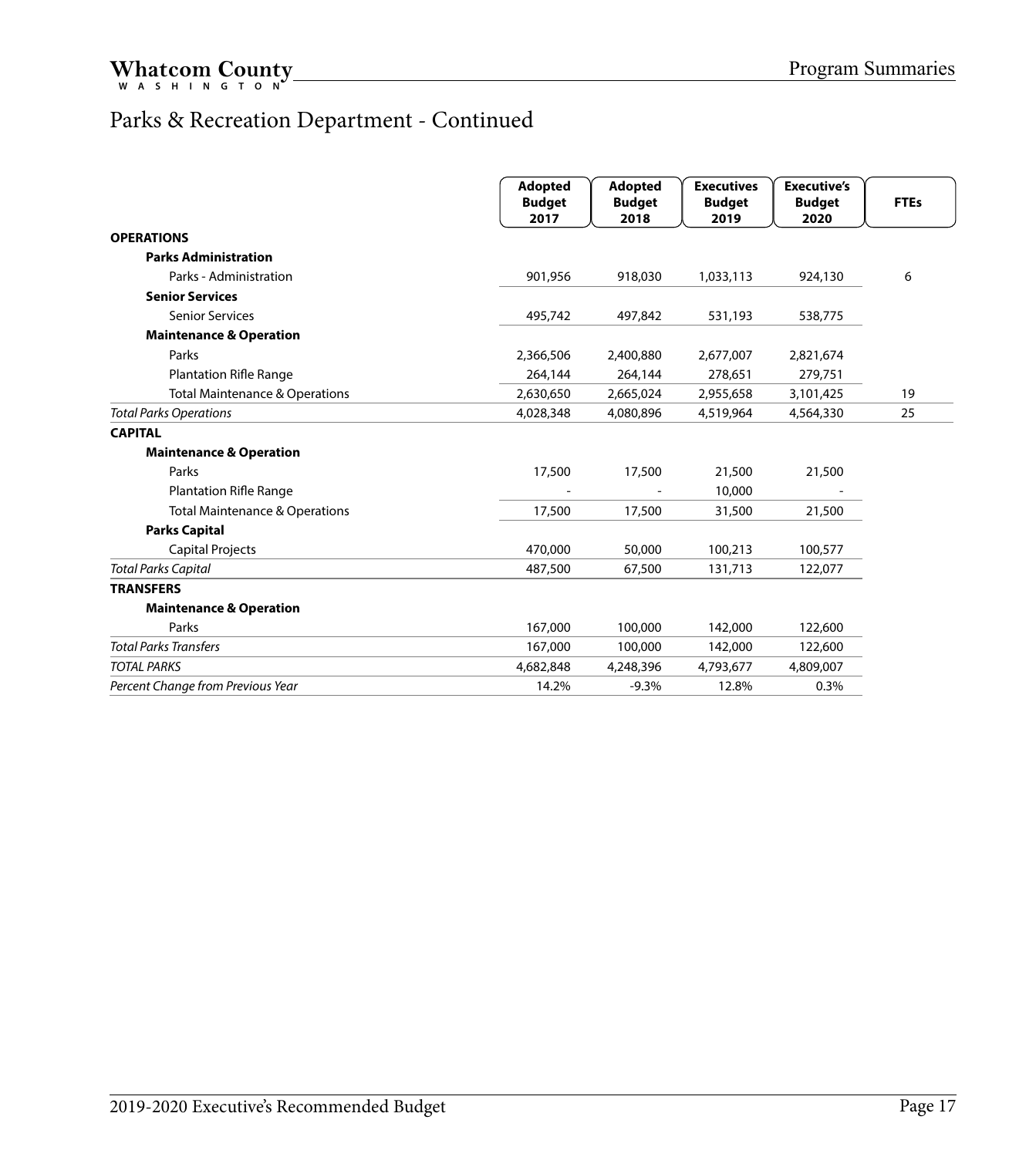## Parks & Recreation Department - Continued

| | Adopted Budget 2017 | Adopted Budget 2018 | Executives Budget 2019 | Executive's Budget 2020 | FTEs |
|---|---|---|---|---|---|
| **OPERATIONS** | | | | | |
| **Parks Administration** | | | | | |
| Parks - Administration | 901,956 | 918,030 | 1,033,113 | 924,130 | 6 |
| **Senior Services** | | | | | |
| Senior Services | 495,742 | 497,842 | 531,193 | 538,775 | |
| **Maintenance & Operation** | | | | | |
| Parks | 2,366,506 | 2,400,880 | 2,677,007 | 2,821,674 | |
| Plantation Rifle Range | 264,144 | 264,144 | 278,651 | 279,751 | |
| Total Maintenance & Operations | 2,630,650 | 2,665,024 | 2,955,658 | 3,101,425 | 19 |
| *Total Parks Operations* | 4,028,348 | 4,080,896 | 4,519,964 | 4,564,330 | 25 |
| **CAPITAL** | | | | | |
| **Maintenance & Operation** | | | | | |
| Parks | 17,500 | 17,500 | 21,500 | 21,500 | |
| Plantation Rifle Range | - | - | 10,000 | - | |
| Total Maintenance & Operations | 17,500 | 17,500 | 31,500 | 21,500 | |
| **Parks Capital** | | | | | |
| Capital Projects | 470,000 | 50,000 | 100,213 | 100,577 | |
| *Total Parks Capital* | 487,500 | 67,500 | 131,713 | 122,077 | |
| **TRANSFERS** | | | | | |
| **Maintenance & Operation** | | | | | |
| Parks | 167,000 | 100,000 | 142,000 | 122,600 | |
| *Total Parks Transfers* | 167,000 | 100,000 | 142,000 | 122,600 | |
| *TOTAL PARKS* | 4,682,848 | 4,248,396 | 4,793,677 | 4,809,007 | |
| *Percent Change from Previous Year* | 14.2% | -9.3% | 12.8% | 0.3% | |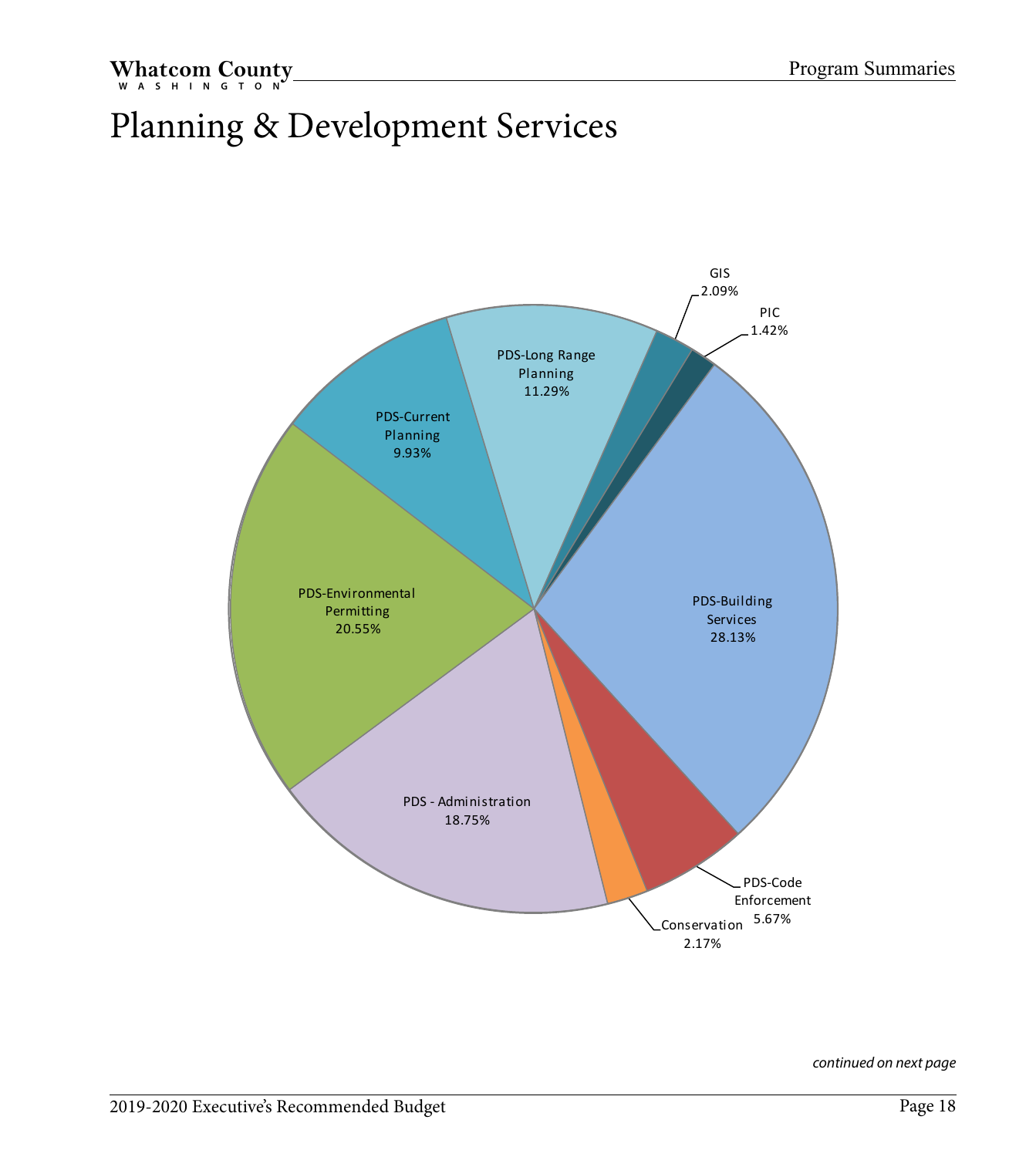# Planning & Development Services

| Program | Percentage |
|---|---|
| PDS-Building Services | 28.13% |
| PDS-Environmental Permitting | 20.55% |
| PDS - Administration | 18.75% |
| PDS-Long Range Planning | 11.29% |
| PDS-Current Planning | 9.93% |
| PDS-Code Enforcement | 5.67% |
| Conservation | 2.17% |
| GIS | 2.09% |
| PIC | 1.42% |

*continued on next page*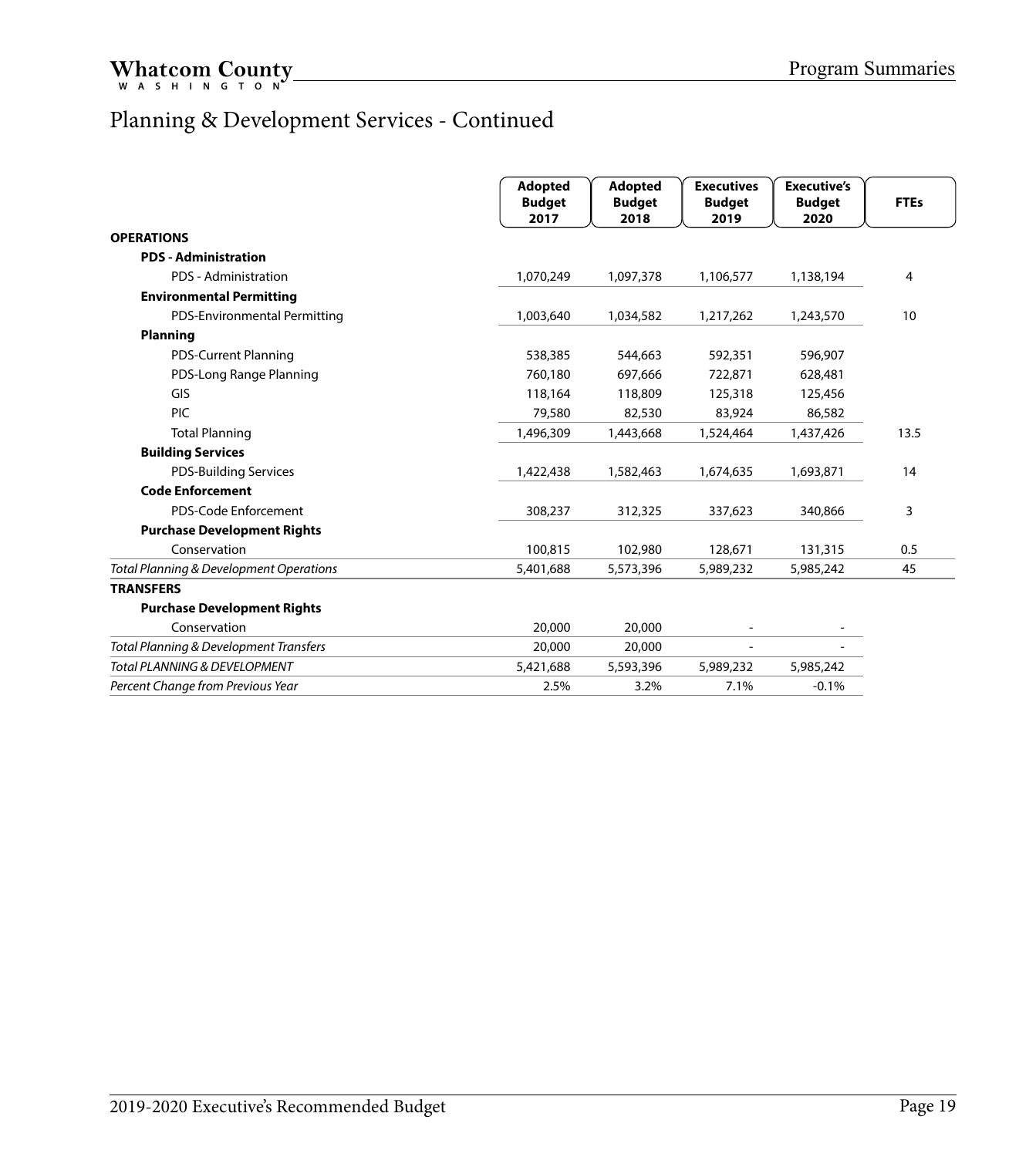# Planning & Development Services - Continued

| | Adopted Budget 2017 | Adopted Budget 2018 | Executives Budget 2019 | Executive's Budget 2020 | FTEs |
|---|---|---|---|---|---|
| **OPERATIONS** | | | | | |
| **PDS - Administration** | | | | | |
| PDS - Administration | 1,070,249 | 1,097,378 | 1,106,577 | 1,138,194 | 4 |
| **Environmental Permitting** | | | | | |
| PDS-Environmental Permitting | 1,003,640 | 1,034,582 | 1,217,262 | 1,243,570 | 10 |
| **Planning** | | | | | |
| PDS-Current Planning | 538,385 | 544,663 | 592,351 | 596,907 | |
| PDS-Long Range Planning | 760,180 | 697,666 | 722,871 | 628,481 | |
| GIS | 118,164 | 118,809 | 125,318 | 125,456 | |
| PIC | 79,580 | 82,530 | 83,924 | 86,582 | |
| Total Planning | 1,496,309 | 1,443,668 | 1,524,464 | 1,437,426 | 13.5 |
| **Building Services** | | | | | |
| PDS-Building Services | 1,422,438 | 1,582,463 | 1,674,635 | 1,693,871 | 14 |
| **Code Enforcement** | | | | | |
| PDS-Code Enforcement | 308,237 | 312,325 | 337,623 | 340,866 | 3 |
| **Purchase Development Rights** | | | | | |
| Conservation | 100,815 | 102,980 | 128,671 | 131,315 | 0.5 |
| *Total Planning & Development Operations* | 5,401,688 | 5,573,396 | 5,989,232 | 5,985,242 | 45 |
| **TRANSFERS** | | | | | |
| **Purchase Development Rights** | | | | | |
| Conservation | 20,000 | 20,000 | - | - | |
| *Total Planning & Development Transfers* | 20,000 | 20,000 | - | - | |
| *Total PLANNING & DEVELOPMENT* | 5,421,688 | 5,593,396 | 5,989,232 | 5,985,242 | |
| *Percent Change from Previous Year* | 2.5% | 3.2% | 7.1% | -0.1% | |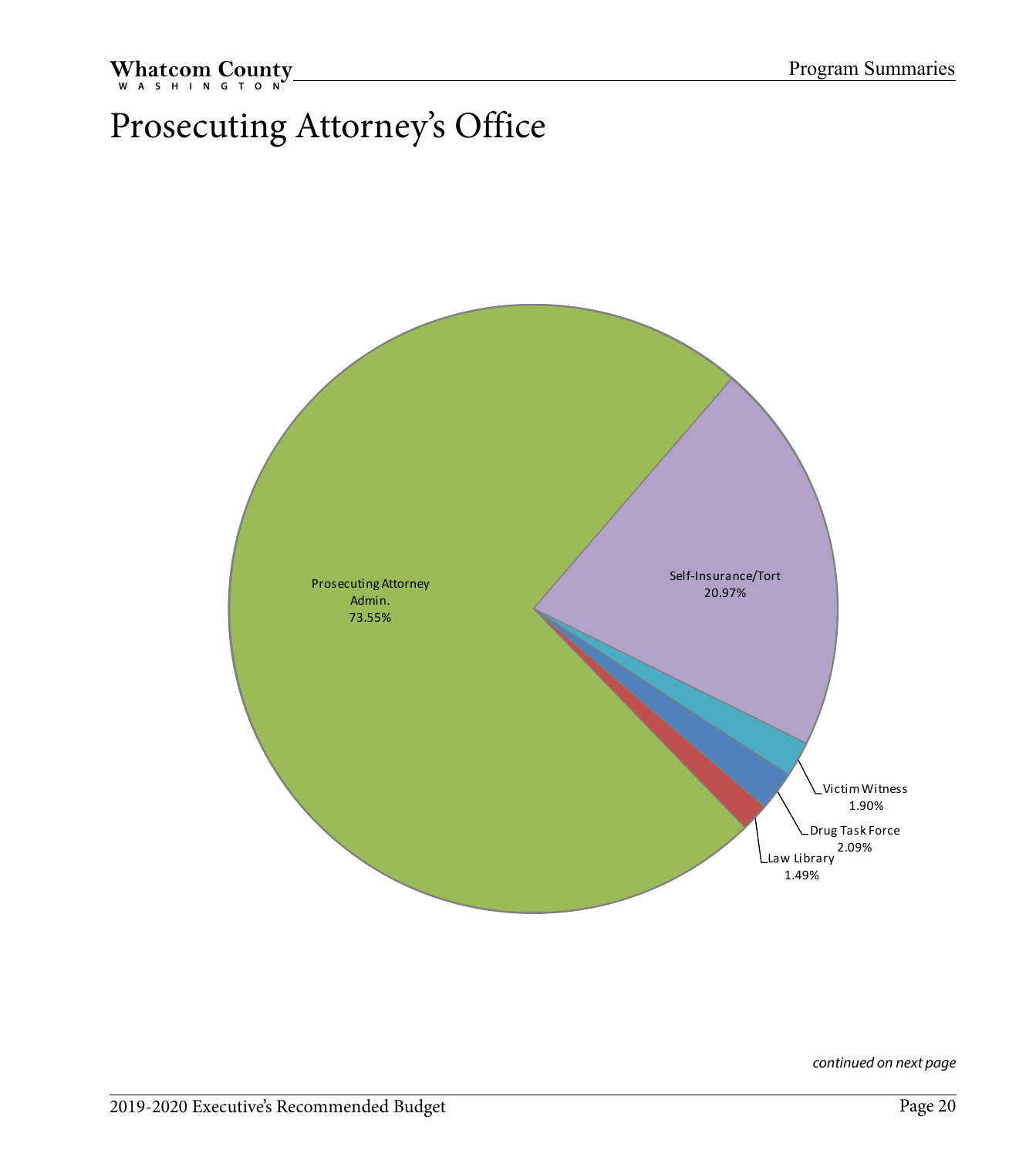# Prosecuting Attorney's Office

Prosecuting Attorney Admin.
73.55%

Self-Insurance/Tort
20.97%

Victim Witness
1.90%

Drug Task Force
2.09%

Law Library
1.49%

*continued on next page*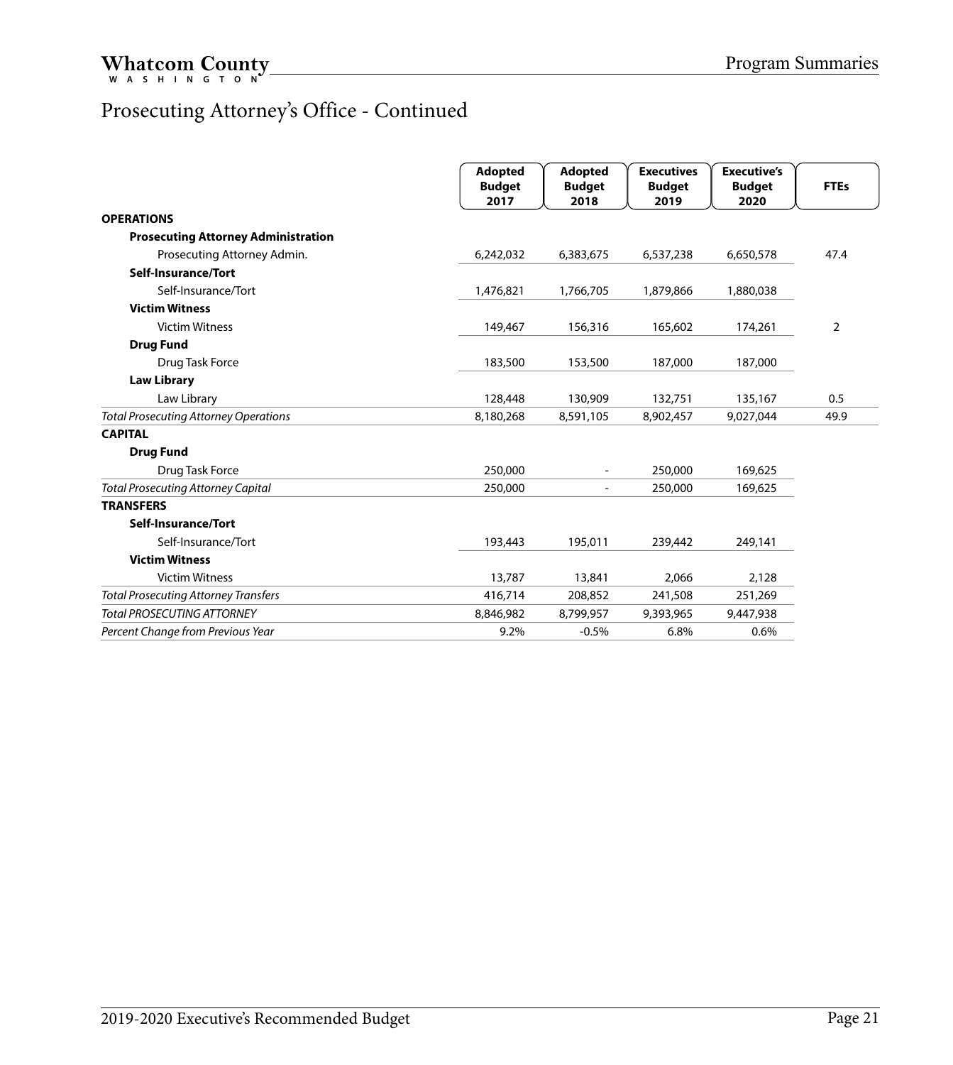# Prosecuting Attorney's Office - Continued

| | Adopted Budget 2017 | Adopted Budget 2018 | Executives Budget 2019 | Executive's Budget 2020 | FTEs |
|---|---|---|---|---|---|
| **OPERATIONS** | | | | | |
| **Prosecuting Attorney Administration** | | | | | |
| Prosecuting Attorney Admin. | 6,242,032 | 6,383,675 | 6,537,238 | 6,650,578 | 47.4 |
| **Self-Insurance/Tort** | | | | | |
| Self-Insurance/Tort | 1,476,821 | 1,766,705 | 1,879,866 | 1,880,038 | |
| **Victim Witness** | | | | | |
| Victim Witness | 149,467 | 156,316 | 165,602 | 174,261 | 2 |
| **Drug Fund** | | | | | |
| Drug Task Force | 183,500 | 153,500 | 187,000 | 187,000 | |
| **Law Library** | | | | | |
| Law Library | 128,448 | 130,909 | 132,751 | 135,167 | 0.5 |
| *Total Prosecuting Attorney Operations* | 8,180,268 | 8,591,105 | 8,902,457 | 9,027,044 | 49.9 |
| **CAPITAL** | | | | | |
| **Drug Fund** | | | | | |
| Drug Task Force | 250,000 | - | 250,000 | 169,625 | |
| *Total Prosecuting Attorney Capital* | 250,000 | - | 250,000 | 169,625 | |
| **TRANSFERS** | | | | | |
| **Self-Insurance/Tort** | | | | | |
| Self-Insurance/Tort | 193,443 | 195,011 | 239,442 | 249,141 | |
| **Victim Witness** | | | | | |
| Victim Witness | 13,787 | 13,841 | 2,066 | 2,128 | |
| *Total Prosecuting Attorney Transfers* | 416,714 | 208,852 | 241,508 | 251,269 | |
| *Total PROSECUTING ATTORNEY* | 8,846,982 | 8,799,957 | 9,393,965 | 9,447,938 | |
| *Percent Change from Previous Year* | 9.2% | -0.5% | 6.8% | 0.6% | |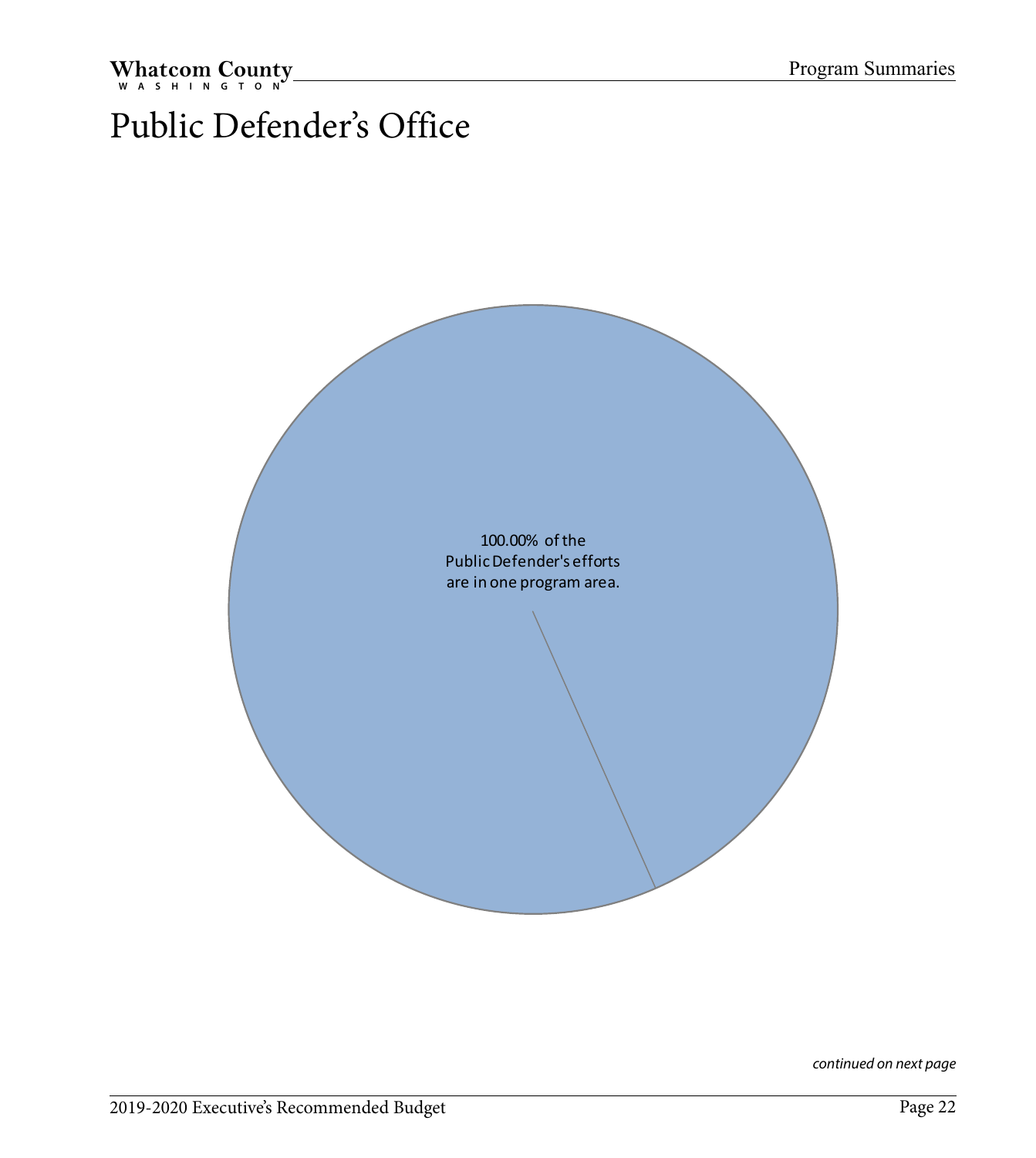# Public Defender's Office

100.00% of the Public Defender's efforts are in one program area.

*continued on next page*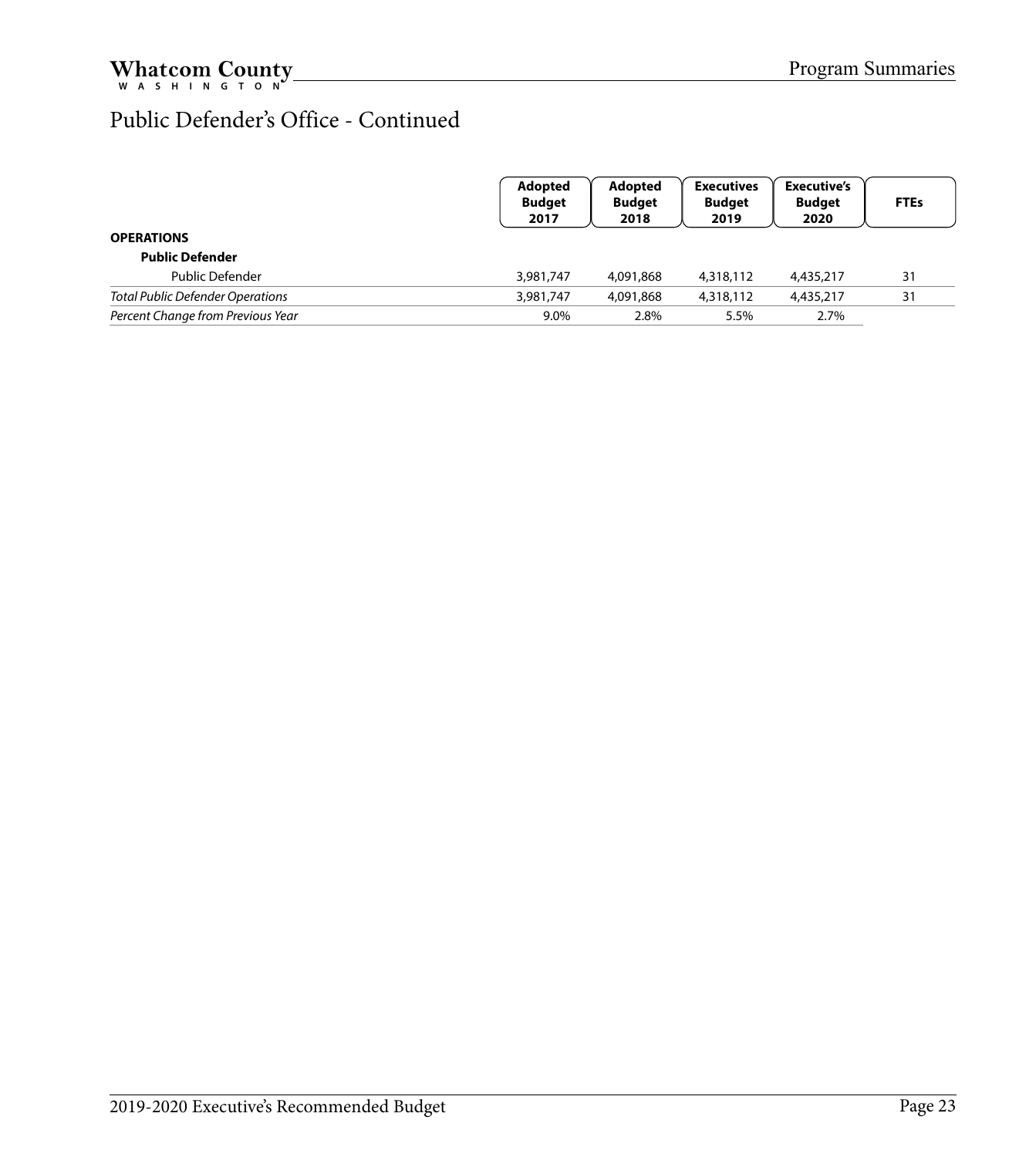# Public Defender's Office - Continued

| | Adopted Budget 2017 | Adopted Budget 2018 | Executives Budget 2019 | Executive's Budget 2020 | FTEs |
|---|---|---|---|---|---|
| **OPERATIONS** | | | | | |
| **Public Defender** | | | | | |
| Public Defender | 3,981,747 | 4,091,868 | 4,318,112 | 4,435,217 | 31 |
| *Total Public Defender Operations* | 3,981,747 | 4,091,868 | 4,318,112 | 4,435,217 | 31 |
| *Percent Change from Previous Year* | 9.0% | 2.8% | 5.5% | 2.7% | |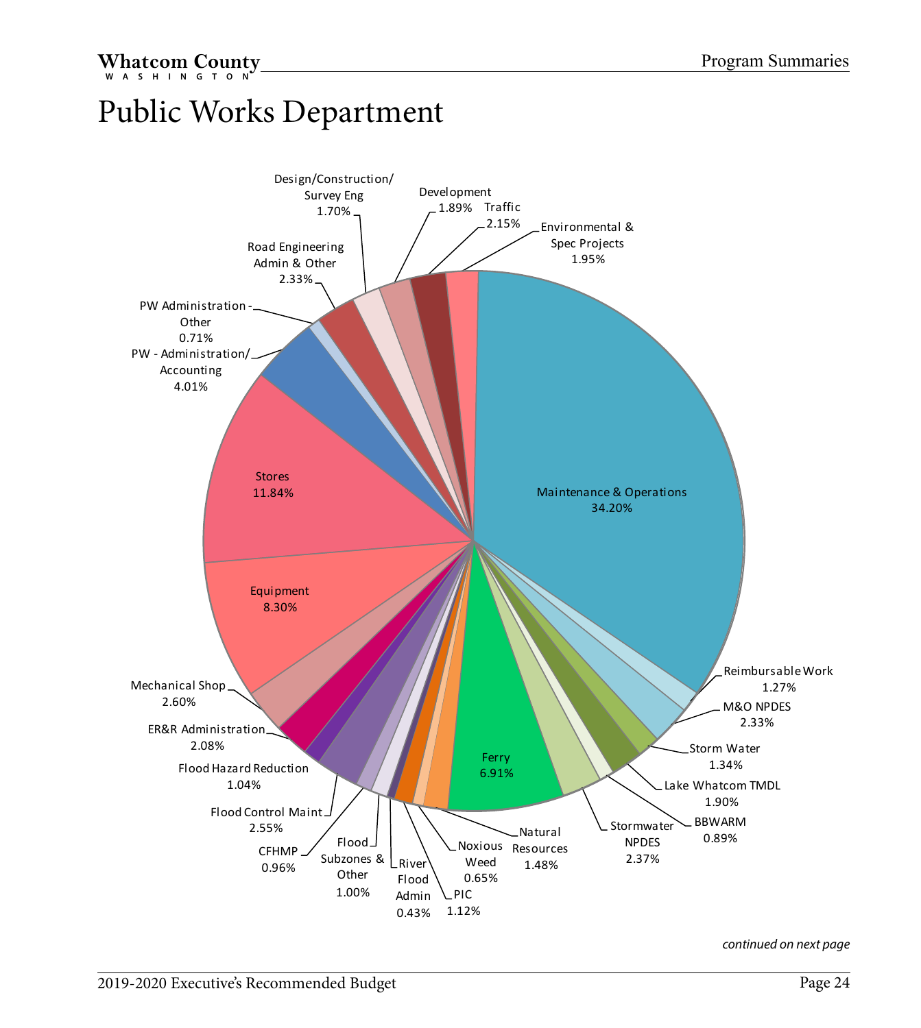# Public Works Department

| Program | Percentage |
| --- | --- |
| Maintenance & Operations | 34.20% |
| Reimbursable Work | 1.27% |
| M&O NPDES | 2.33% |
| Storm Water | 1.34% |
| Lake Whatcom TMDL | 1.90% |
| BBWARM | 0.89% |
| Stormwater NPDES | 2.37% |
| Ferry | 6.91% |
| Natural Resources | 1.48% |
| Noxious Weed | 0.65% |
| PIC | 1.12% |
| River Flood Admin | 0.43% |
| Flood Subzones & Other | 1.00% |
| CFHMP | 0.96% |
| Flood Control Maint | 2.55% |
| Flood Hazard Reduction | 1.04% |
| ER&R Administration | 2.08% |
| Mechanical Shop | 2.60% |
| Equipment | 8.30% |
| Stores | 11.84% |
| PW - Administration/Accounting | 4.01% |
| PW Administration - Other | 0.71% |
| Road Engineering Admin & Other | 2.33% |
| Design/Construction/Survey Eng | 1.70% |
| Development | 1.89% |
| Traffic | 2.15% |
| Environmental & Spec Projects | 1.95% |

*continued on next page*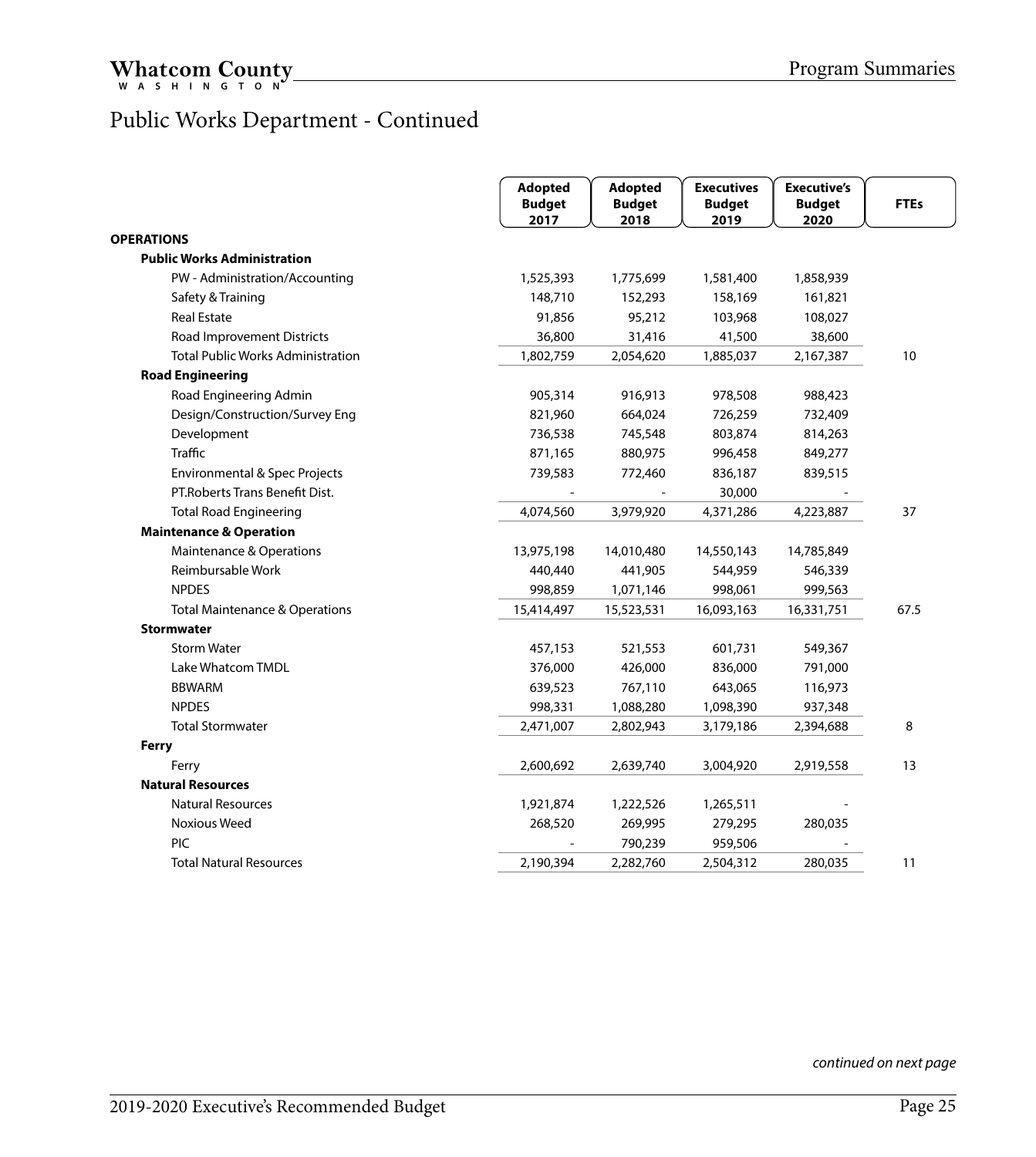# Public Works Department - Continued

| | Adopted Budget 2017 | Adopted Budget 2018 | Executives Budget 2019 | Executive's Budget 2020 | FTEs |
|---|---|---|---|---|---|
| **OPERATIONS** | | | | | |
| **Public Works Administration** | | | | | |
| PW - Administration/Accounting | 1,525,393 | 1,775,699 | 1,581,400 | 1,858,939 | |
| Safety & Training | 148,710 | 152,293 | 158,169 | 161,821 | |
| Real Estate | 91,856 | 95,212 | 103,968 | 108,027 | |
| Road Improvement Districts | 36,800 | 31,416 | 41,500 | 38,600 | |
| Total Public Works Administration | 1,802,759 | 2,054,620 | 1,885,037 | 2,167,387 | 10 |
| **Road Engineering** | | | | | |
| Road Engineering Admin | 905,314 | 916,913 | 978,508 | 988,423 | |
| Design/Construction/Survey Eng | 821,960 | 664,024 | 726,259 | 732,409 | |
| Development | 736,538 | 745,548 | 803,874 | 814,263 | |
| Traffic | 871,165 | 880,975 | 996,458 | 849,277 | |
| Environmental & Spec Projects | 739,583 | 772,460 | 836,187 | 839,515 | |
| PT.Roberts Trans Benefit Dist. | - | - | 30,000 | - | |
| Total Road Engineering | 4,074,560 | 3,979,920 | 4,371,286 | 4,223,887 | 37 |
| **Maintenance & Operation** | | | | | |
| Maintenance & Operations | 13,975,198 | 14,010,480 | 14,550,143 | 14,785,849 | |
| Reimbursable Work | 440,440 | 441,905 | 544,959 | 546,339 | |
| NPDES | 998,859 | 1,071,146 | 998,061 | 999,563 | |
| Total Maintenance & Operations | 15,414,497 | 15,523,531 | 16,093,163 | 16,331,751 | 67.5 |
| **Stormwater** | | | | | |
| Storm Water | 457,153 | 521,553 | 601,731 | 549,367 | |
| Lake Whatcom TMDL | 376,000 | 426,000 | 836,000 | 791,000 | |
| BBWARM | 639,523 | 767,110 | 643,065 | 116,973 | |
| NPDES | 998,331 | 1,088,280 | 1,098,390 | 937,348 | |
| Total Stormwater | 2,471,007 | 2,802,943 | 3,179,186 | 2,394,688 | 8 |
| **Ferry** | | | | | |
| Ferry | 2,600,692 | 2,639,740 | 3,004,920 | 2,919,558 | 13 |
| **Natural Resources** | | | | | |
| Natural Resources | 1,921,874 | 1,222,526 | 1,265,511 | - | |
| Noxious Weed | 268,520 | 269,995 | 279,295 | 280,035 | |
| PIC | - | 790,239 | 959,506 | - | |
| Total Natural Resources | 2,190,394 | 2,282,760 | 2,504,312 | 280,035 | 11 |

*continued on next page*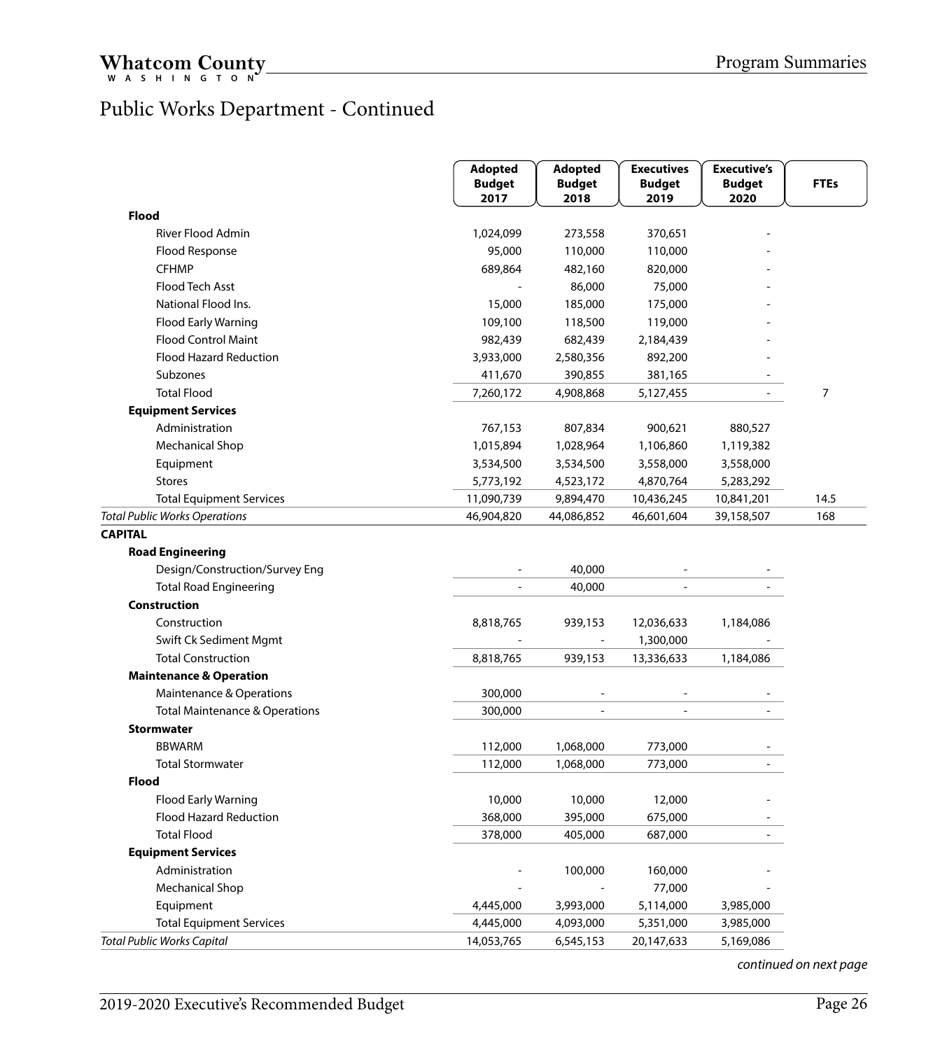# Public Works Department - Continued

| | Adopted Budget 2017 | Adopted Budget 2018 | Executives Budget 2019 | Executive's Budget 2020 | FTEs |
|---|---|---|---|---|---|
| **Flood** | | | | | |
| River Flood Admin | 1,024,099 | 273,558 | 370,651 | - | |
| Flood Response | 95,000 | 110,000 | 110,000 | - | |
| CFHMP | 689,864 | 482,160 | 820,000 | - | |
| Flood Tech Asst | - | 86,000 | 75,000 | - | |
| National Flood Ins. | 15,000 | 185,000 | 175,000 | - | |
| Flood Early Warning | 109,100 | 118,500 | 119,000 | - | |
| Flood Control Maint | 982,439 | 682,439 | 2,184,439 | - | |
| Flood Hazard Reduction | 3,933,000 | 2,580,356 | 892,200 | - | |
| Subzones | 411,670 | 390,855 | 381,165 | - | |
| Total Flood | 7,260,172 | 4,908,868 | 5,127,455 | - | 7 |
| **Equipment Services** | | | | | |
| Administration | 767,153 | 807,834 | 900,621 | 880,527 | |
| Mechanical Shop | 1,015,894 | 1,028,964 | 1,106,860 | 1,119,382 | |
| Equipment | 3,534,500 | 3,534,500 | 3,558,000 | 3,558,000 | |
| Stores | 5,773,192 | 4,523,172 | 4,870,764 | 5,283,292 | |
| Total Equipment Services | 11,090,739 | 9,894,470 | 10,436,245 | 10,841,201 | 14.5 |
| *Total Public Works Operations* | 46,904,820 | 44,086,852 | 46,601,604 | 39,158,507 | 168 |
| **CAPITAL** | | | | | |
| **Road Engineering** | | | | | |
| Design/Construction/Survey Eng | - | 40,000 | - | - | |
| Total Road Engineering | - | 40,000 | - | - | |
| **Construction** | | | | | |
| Construction | 8,818,765 | 939,153 | 12,036,633 | 1,184,086 | |
| Swift Ck Sediment Mgmt | - | - | 1,300,000 | - | |
| Total Construction | 8,818,765 | 939,153 | 13,336,633 | 1,184,086 | |
| **Maintenance & Operation** | | | | | |
| Maintenance & Operations | 300,000 | - | - | - | |
| Total Maintenance & Operations | 300,000 | - | - | - | |
| **Stormwater** | | | | | |
| BBWARM | 112,000 | 1,068,000 | 773,000 | - | |
| Total Stormwater | 112,000 | 1,068,000 | 773,000 | - | |
| **Flood** | | | | | |
| Flood Early Warning | 10,000 | 10,000 | 12,000 | - | |
| Flood Hazard Reduction | 368,000 | 395,000 | 675,000 | - | |
| Total Flood | 378,000 | 405,000 | 687,000 | - | |
| **Equipment Services** | | | | | |
| Administration | - | 100,000 | 160,000 | - | |
| Mechanical Shop | - | - | 77,000 | - | |
| Equipment | 4,445,000 | 3,993,000 | 5,114,000 | 3,985,000 | |
| Total Equipment Services | 4,445,000 | 4,093,000 | 5,351,000 | 3,985,000 | |
| *Total Public Works Capital* | 14,053,765 | 6,545,153 | 20,147,633 | 5,169,086 | |

*continued on next page*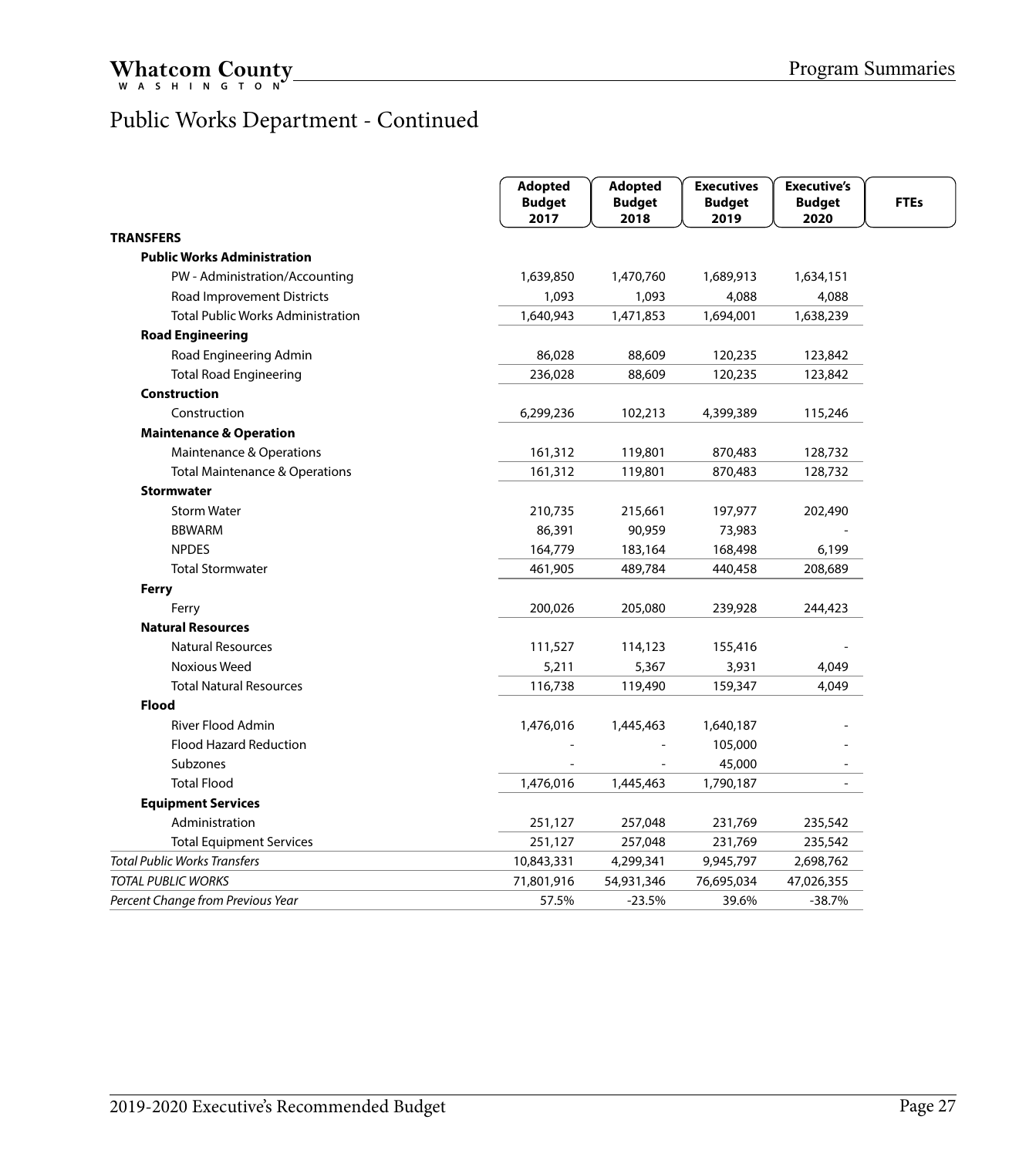# Public Works Department - Continued

| | Adopted Budget 2017 | Adopted Budget 2018 | Executives Budget 2019 | Executive's Budget 2020 | FTEs |
|---|---|---|---|---|---|
| **TRANSFERS** | | | | | |
| **Public Works Administration** | | | | | |
| PW - Administration/Accounting | 1,639,850 | 1,470,760 | 1,689,913 | 1,634,151 | |
| Road Improvement Districts | 1,093 | 1,093 | 4,088 | 4,088 | |
| Total Public Works Administration | 1,640,943 | 1,471,853 | 1,694,001 | 1,638,239 | |
| **Road Engineering** | | | | | |
| Road Engineering Admin | 86,028 | 88,609 | 120,235 | 123,842 | |
| Total Road Engineering | 236,028 | 88,609 | 120,235 | 123,842 | |
| **Construction** | | | | | |
| Construction | 6,299,236 | 102,213 | 4,399,389 | 115,246 | |
| **Maintenance & Operation** | | | | | |
| Maintenance & Operations | 161,312 | 119,801 | 870,483 | 128,732 | |
| Total Maintenance & Operations | 161,312 | 119,801 | 870,483 | 128,732 | |
| **Stormwater** | | | | | |
| Storm Water | 210,735 | 215,661 | 197,977 | 202,490 | |
| BBWARM | 86,391 | 90,959 | 73,983 | - | |
| NPDES | 164,779 | 183,164 | 168,498 | 6,199 | |
| Total Stormwater | 461,905 | 489,784 | 440,458 | 208,689 | |
| **Ferry** | | | | | |
| Ferry | 200,026 | 205,080 | 239,928 | 244,423 | |
| **Natural Resources** | | | | | |
| Natural Resources | 111,527 | 114,123 | 155,416 | - | |
| Noxious Weed | 5,211 | 5,367 | 3,931 | 4,049 | |
| Total Natural Resources | 116,738 | 119,490 | 159,347 | 4,049 | |
| **Flood** | | | | | |
| River Flood Admin | 1,476,016 | 1,445,463 | 1,640,187 | - | |
| Flood Hazard Reduction | - | - | 105,000 | - | |
| Subzones | - | - | 45,000 | - | |
| Total Flood | 1,476,016 | 1,445,463 | 1,790,187 | - | |
| **Equipment Services** | | | | | |
| Administration | 251,127 | 257,048 | 231,769 | 235,542 | |
| Total Equipment Services | 251,127 | 257,048 | 231,769 | 235,542 | |
| *Total Public Works Transfers* | 10,843,331 | 4,299,341 | 9,945,797 | 2,698,762 | |
| *TOTAL PUBLIC WORKS* | 71,801,916 | 54,931,346 | 76,695,034 | 47,026,355 | |
| *Percent Change from Previous Year* | 57.5% | -23.5% | 39.6% | -38.7% | |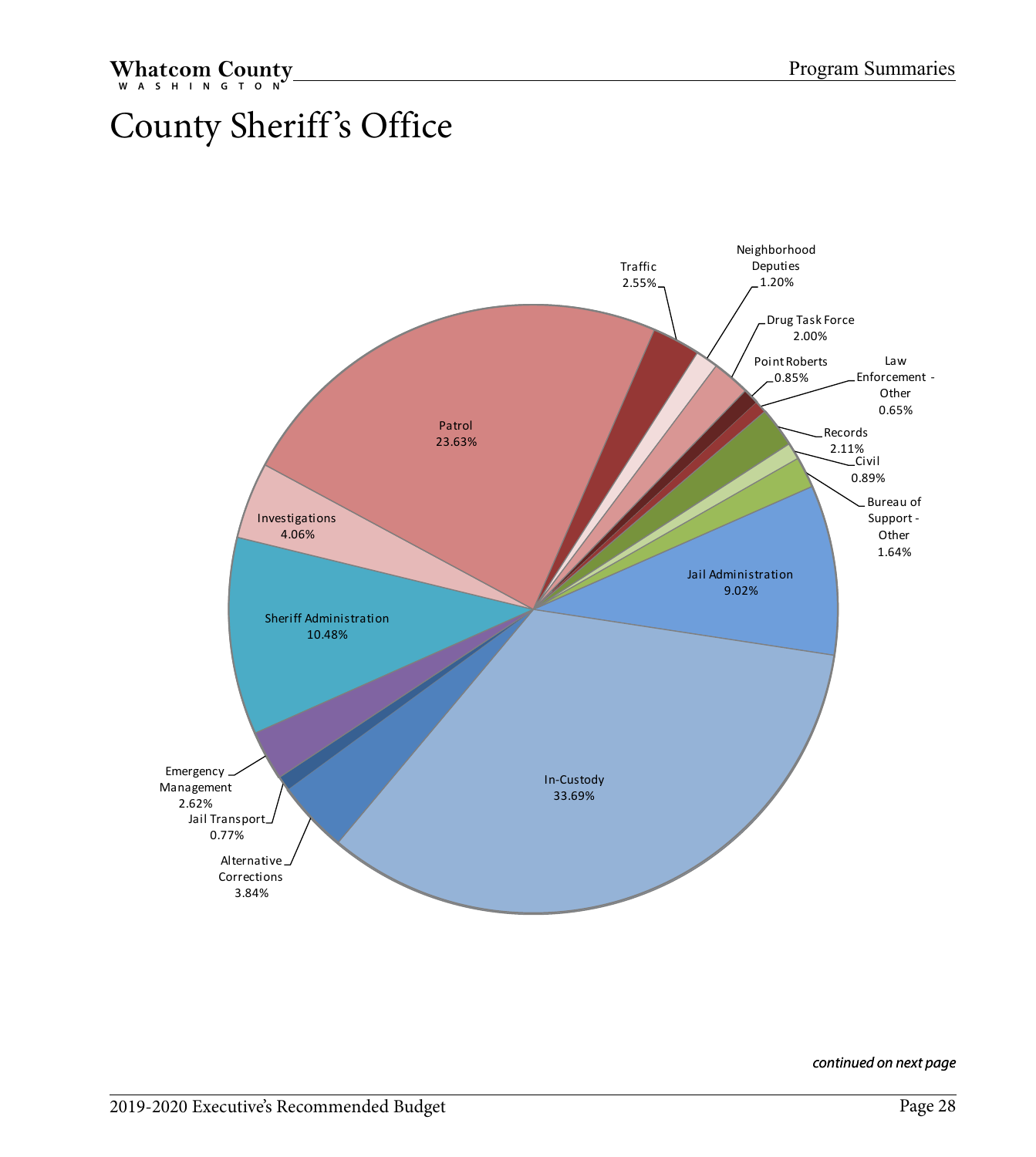# County Sheriff's Office

Traffic 2.55%

Neighborhood Deputies 1.20%

Drug Task Force 2.00%

Point Roberts 0.85%

Law Enforcement - Other 0.65%

Records 2.11%

Civil 0.89%

Bureau of Support - Other 1.64%

Jail Administration 9.02%

In-Custody 33.69%

Alternative Corrections 3.84%

Jail Transport 0.77%

Emergency Management 2.62%

Sheriff Administration 10.48%

Investigations 4.06%

Patrol 23.63%

*continued on next page*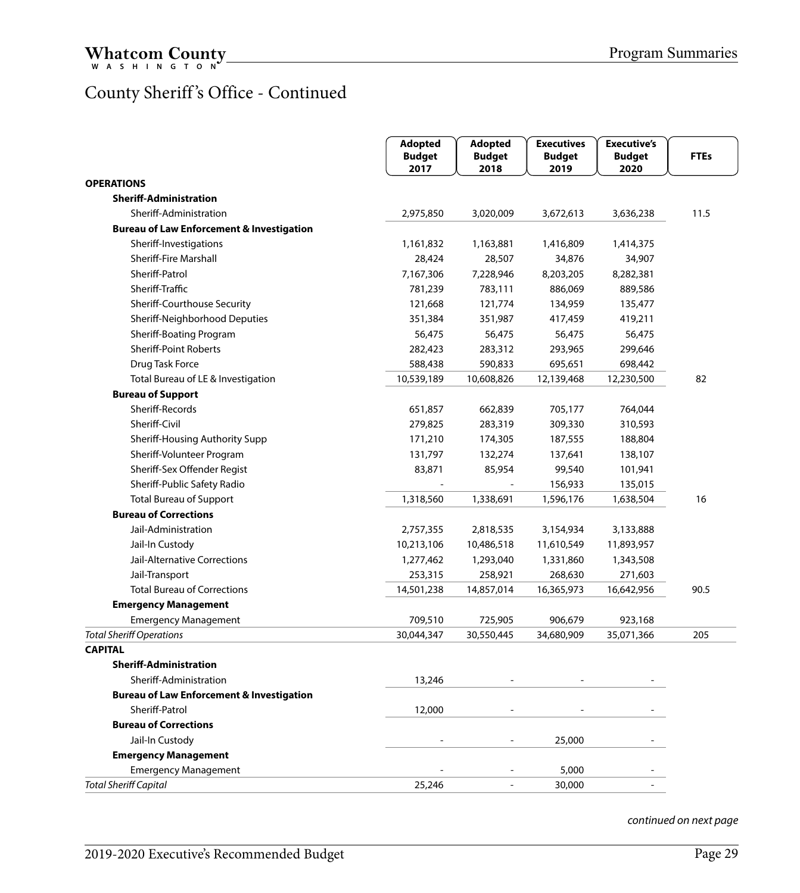# County Sheriff's Office - Continued

| | Adopted Budget 2017 | Adopted Budget 2018 | Executives Budget 2019 | Executive's Budget 2020 | FTEs |
|---|---|---|---|---|---|
| **OPERATIONS** | | | | | |
| **Sheriff-Administration** | | | | | |
| Sheriff-Administration | 2,975,850 | 3,020,009 | 3,672,613 | 3,636,238 | 11.5 |
| **Bureau of Law Enforcement & Investigation** | | | | | |
| Sheriff-Investigations | 1,161,832 | 1,163,881 | 1,416,809 | 1,414,375 | |
| Sheriff-Fire Marshall | 28,424 | 28,507 | 34,876 | 34,907 | |
| Sheriff-Patrol | 7,167,306 | 7,228,946 | 8,203,205 | 8,282,381 | |
| Sheriff-Traffic | 781,239 | 783,111 | 886,069 | 889,586 | |
| Sheriff-Courthouse Security | 121,668 | 121,774 | 134,959 | 135,477 | |
| Sheriff-Neighborhood Deputies | 351,384 | 351,987 | 417,459 | 419,211 | |
| Sheriff-Boating Program | 56,475 | 56,475 | 56,475 | 56,475 | |
| Sheriff-Point Roberts | 282,423 | 283,312 | 293,965 | 299,646 | |
| Drug Task Force | 588,438 | 590,833 | 695,651 | 698,442 | |
| Total Bureau of LE & Investigation | 10,539,189 | 10,608,826 | 12,139,468 | 12,230,500 | 82 |
| **Bureau of Support** | | | | | |
| Sheriff-Records | 651,857 | 662,839 | 705,177 | 764,044 | |
| Sheriff-Civil | 279,825 | 283,319 | 309,330 | 310,593 | |
| Sheriff-Housing Authority Supp | 171,210 | 174,305 | 187,555 | 188,804 | |
| Sheriff-Volunteer Program | 131,797 | 132,274 | 137,641 | 138,107 | |
| Sheriff-Sex Offender Regist | 83,871 | 85,954 | 99,540 | 101,941 | |
| Sheriff-Public Safety Radio | - | - | 156,933 | 135,015 | |
| Total Bureau of Support | 1,318,560 | 1,338,691 | 1,596,176 | 1,638,504 | 16 |
| **Bureau of Corrections** | | | | | |
| Jail-Administration | 2,757,355 | 2,818,535 | 3,154,934 | 3,133,888 | |
| Jail-In Custody | 10,213,106 | 10,486,518 | 11,610,549 | 11,893,957 | |
| Jail-Alternative Corrections | 1,277,462 | 1,293,040 | 1,331,860 | 1,343,508 | |
| Jail-Transport | 253,315 | 258,921 | 268,630 | 271,603 | |
| Total Bureau of Corrections | 14,501,238 | 14,857,014 | 16,365,973 | 16,642,956 | 90.5 |
| **Emergency Management** | | | | | |
| Emergency Management | 709,510 | 725,905 | 906,679 | 923,168 | |
| *Total Sheriff Operations* | 30,044,347 | 30,550,445 | 34,680,909 | 35,071,366 | 205 |
| **CAPITAL** | | | | | |
| **Sheriff-Administration** | | | | | |
| Sheriff-Administration | 13,246 | - | - | - | |
| **Bureau of Law Enforcement & Investigation** | | | | | |
| Sheriff-Patrol | 12,000 | - | - | - | |
| **Bureau of Corrections** | | | | | |
| Jail-In Custody | - | - | 25,000 | - | |
| **Emergency Management** | | | | | |
| Emergency Management | - | - | 5,000 | - | |
| *Total Sheriff Capital* | 25,246 | - | 30,000 | - | |

*continued on next page*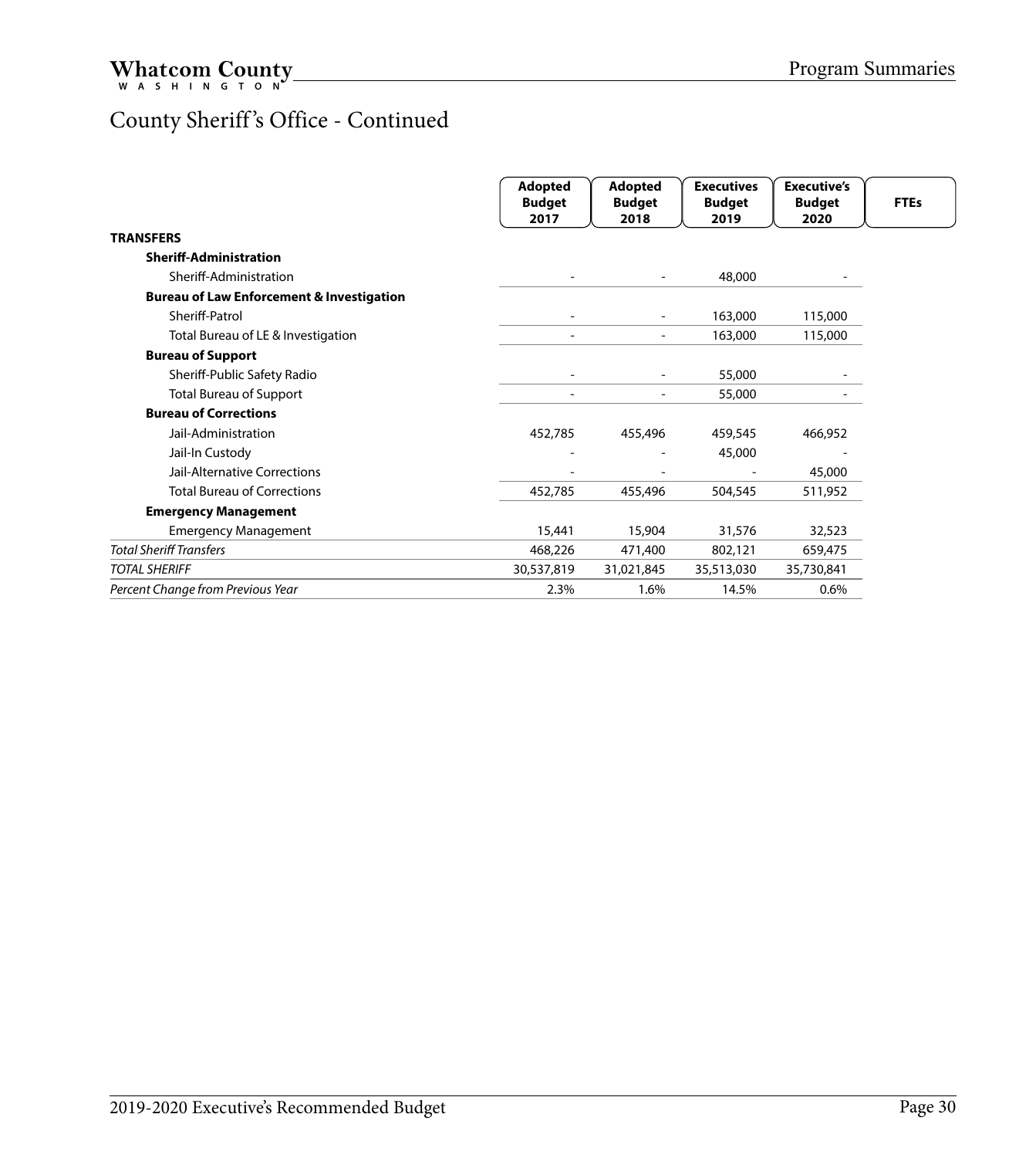# County Sheriff's Office - Continued

| | Adopted Budget 2017 | Adopted Budget 2018 | Executives Budget 2019 | Executive's Budget 2020 | FTEs |
|---|---|---|---|---|---|
| **TRANSFERS** | | | | | |
| **Sheriff-Administration** | | | | | |
| Sheriff-Administration | - | - | 48,000 | - | |
| **Bureau of Law Enforcement & Investigation** | | | | | |
| Sheriff-Patrol | - | - | 163,000 | 115,000 | |
| Total Bureau of LE & Investigation | - | - | 163,000 | 115,000 | |
| **Bureau of Support** | | | | | |
| Sheriff-Public Safety Radio | - | - | 55,000 | - | |
| Total Bureau of Support | - | - | 55,000 | - | |
| **Bureau of Corrections** | | | | | |
| Jail-Administration | 452,785 | 455,496 | 459,545 | 466,952 | |
| Jail-In Custody | - | - | 45,000 | - | |
| Jail-Alternative Corrections | - | - | - | 45,000 | |
| Total Bureau of Corrections | 452,785 | 455,496 | 504,545 | 511,952 | |
| **Emergency Management** | | | | | |
| Emergency Management | 15,441 | 15,904 | 31,576 | 32,523 | |
| *Total Sheriff Transfers* | 468,226 | 471,400 | 802,121 | 659,475 | |
| *TOTAL SHERIFF* | 30,537,819 | 31,021,845 | 35,513,030 | 35,730,841 | |
| *Percent Change from Previous Year* | 2.3% | 1.6% | 14.5% | 0.6% | |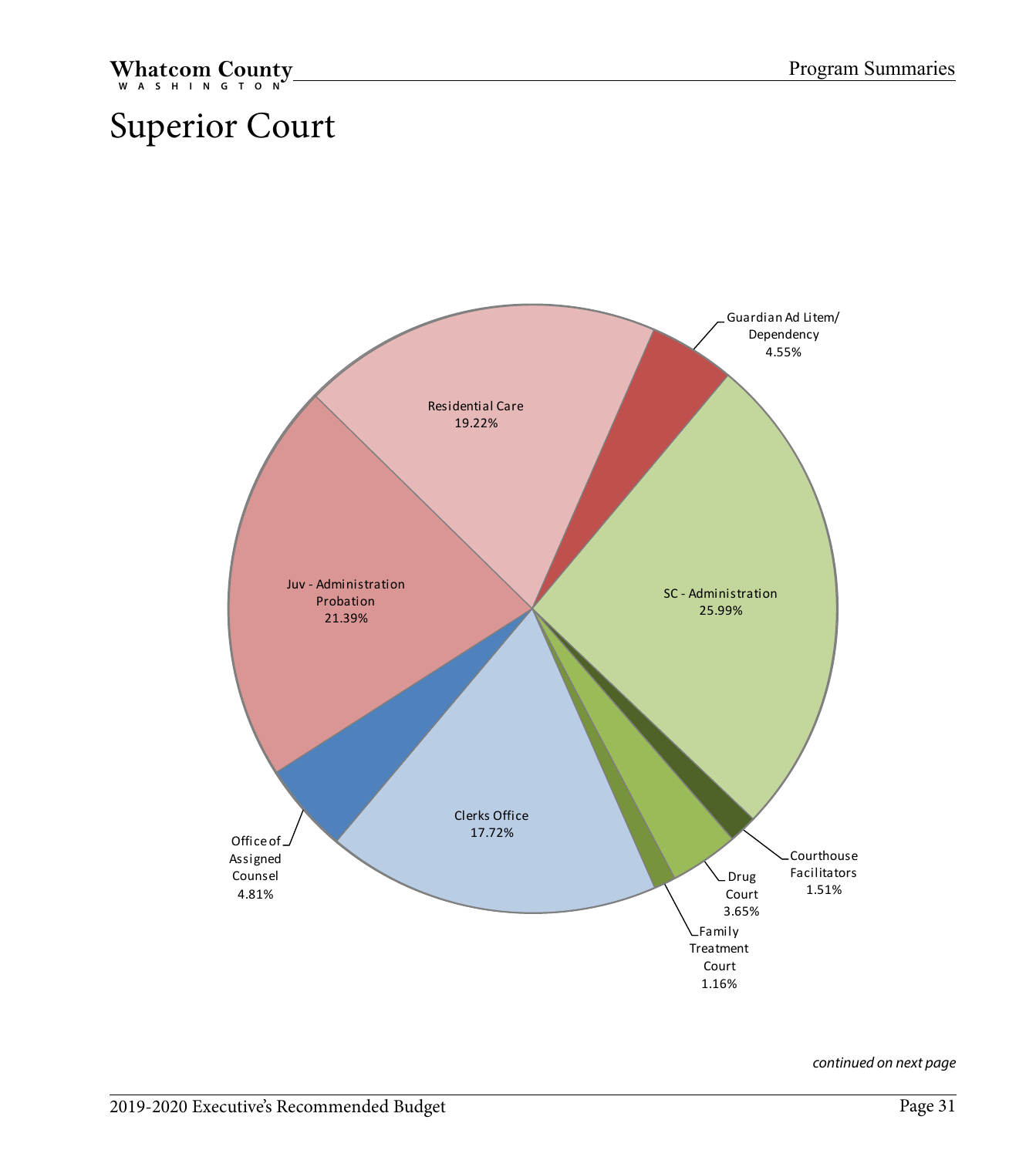# Superior Court

| Program | Percentage |
|---|---|
| Residential Care | 19.22% |
| Guardian Ad Litem/ Dependency | 4.55% |
| SC - Administration | 25.99% |
| Courthouse Facilitators | 1.51% |
| Drug Court | 3.65% |
| Family Treatment Court | 1.16% |
| Clerks Office | 17.72% |
| Office of Assigned Counsel | 4.81% |
| Juv - Administration Probation | 21.39% |

*continued on next page*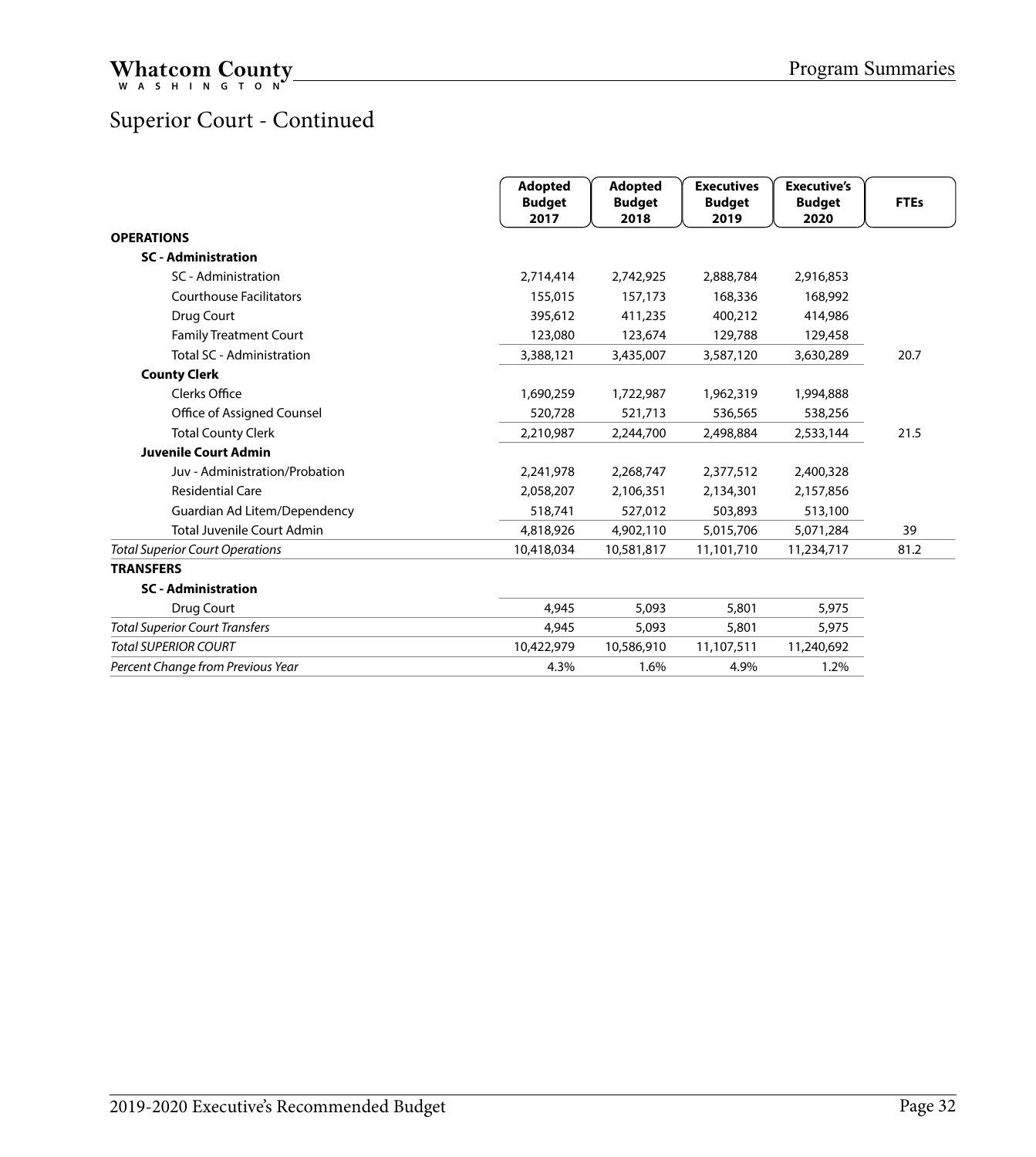# Superior Court - Continued

| | Adopted Budget 2017 | Adopted Budget 2018 | Executives Budget 2019 | Executive's Budget 2020 | FTEs |
|---|---|---|---|---|---|
| **OPERATIONS** | | | | | |
| **SC - Administration** | | | | | |
| SC - Administration | 2,714,414 | 2,742,925 | 2,888,784 | 2,916,853 | |
| Courthouse Facilitators | 155,015 | 157,173 | 168,336 | 168,992 | |
| Drug Court | 395,612 | 411,235 | 400,212 | 414,986 | |
| Family Treatment Court | 123,080 | 123,674 | 129,788 | 129,458 | |
| Total SC - Administration | 3,388,121 | 3,435,007 | 3,587,120 | 3,630,289 | 20.7 |
| **County Clerk** | | | | | |
| Clerks Office | 1,690,259 | 1,722,987 | 1,962,319 | 1,994,888 | |
| Office of Assigned Counsel | 520,728 | 521,713 | 536,565 | 538,256 | |
| Total County Clerk | 2,210,987 | 2,244,700 | 2,498,884 | 2,533,144 | 21.5 |
| **Juvenile Court Admin** | | | | | |
| Juv - Administration/Probation | 2,241,978 | 2,268,747 | 2,377,512 | 2,400,328 | |
| Residential Care | 2,058,207 | 2,106,351 | 2,134,301 | 2,157,856 | |
| Guardian Ad Litem/Dependency | 518,741 | 527,012 | 503,893 | 513,100 | |
| Total Juvenile Court Admin | 4,818,926 | 4,902,110 | 5,015,706 | 5,071,284 | 39 |
| *Total Superior Court Operations* | 10,418,034 | 10,581,817 | 11,101,710 | 11,234,717 | 81.2 |
| **TRANSFERS** | | | | | |
| **SC - Administration** | | | | | |
| Drug Court | 4,945 | 5,093 | 5,801 | 5,975 | |
| *Total Superior Court Transfers* | 4,945 | 5,093 | 5,801 | 5,975 | |
| *Total SUPERIOR COURT* | 10,422,979 | 10,586,910 | 11,107,511 | 11,240,692 | |
| *Percent Change from Previous Year* | 4.3% | 1.6% | 4.9% | 1.2% | |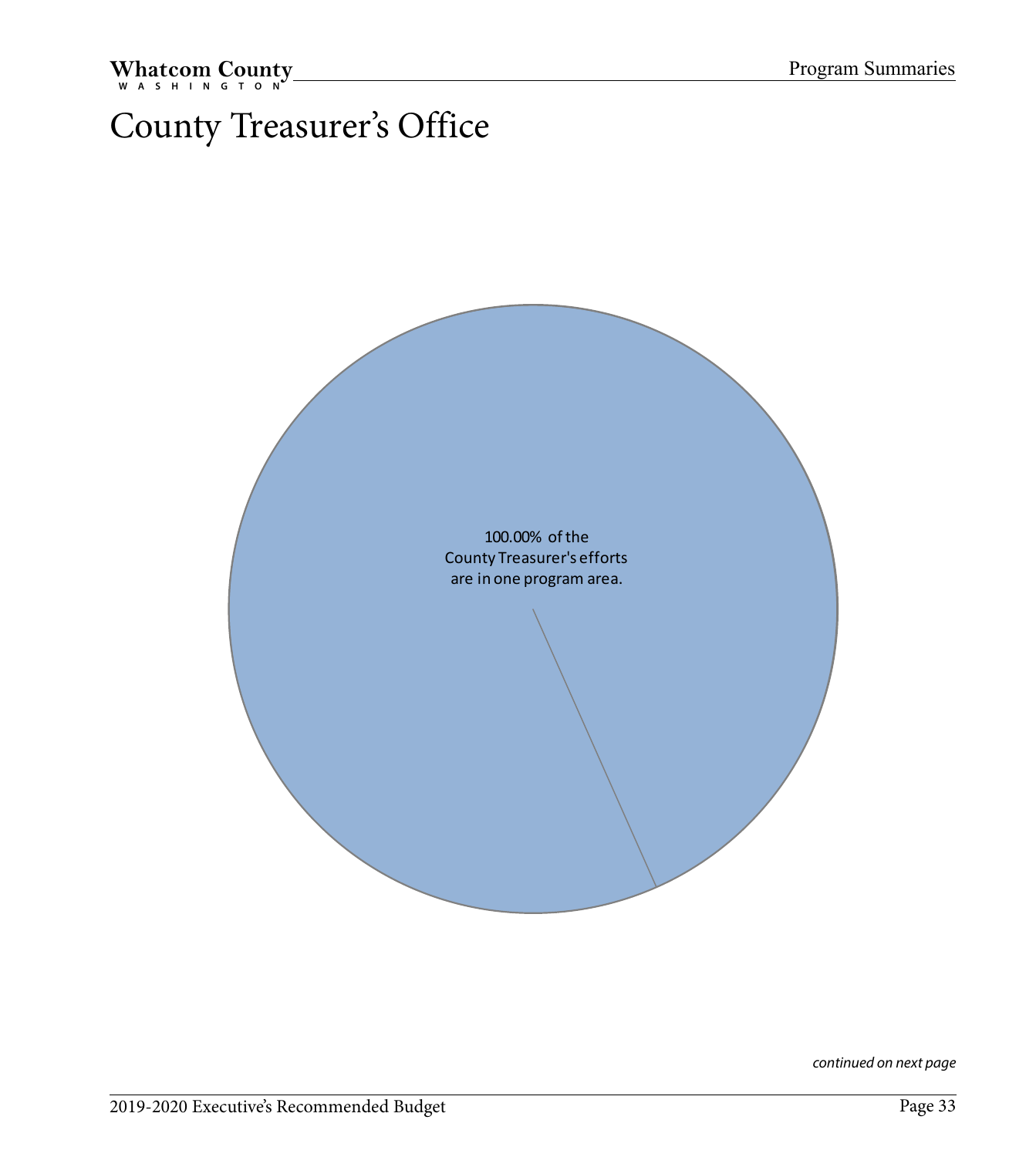# County Treasurer's Office

100.00% of the
County Treasurer's efforts
are in one program area.

*continued on next page*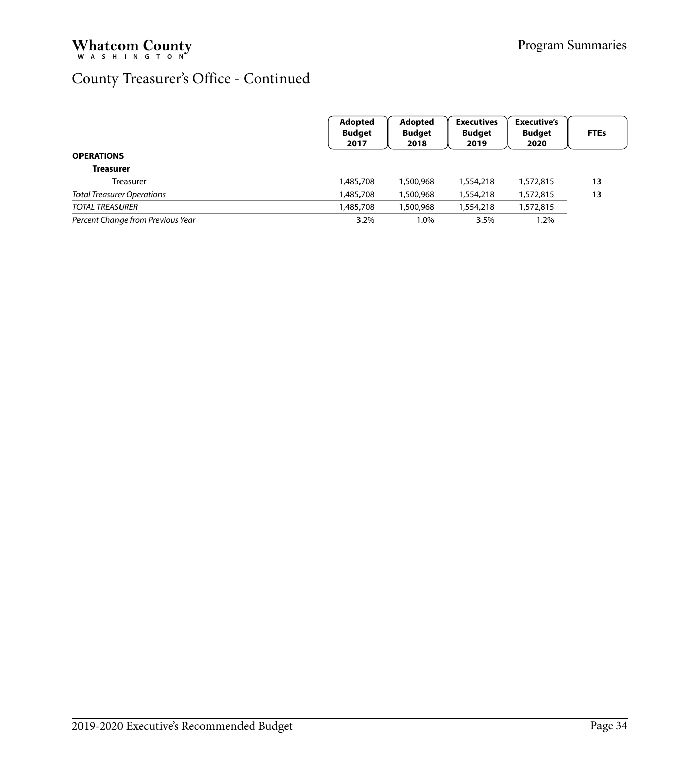# County Treasurer's Office - Continued

| | Adopted Budget 2017 | Adopted Budget 2018 | Executives Budget 2019 | Executive's Budget 2020 | FTEs |
|---|---|---|---|---|---|
| **OPERATIONS** | | | | | |
| **Treasurer** | | | | | |
| Treasurer | 1,485,708 | 1,500,968 | 1,554,218 | 1,572,815 | 13 |
| *Total Treasurer Operations* | 1,485,708 | 1,500,968 | 1,554,218 | 1,572,815 | 13 |
| *TOTAL TREASURER* | 1,485,708 | 1,500,968 | 1,554,218 | 1,572,815 | |
| *Percent Change from Previous Year* | 3.2% | 1.0% | 3.5% | 1.2% | |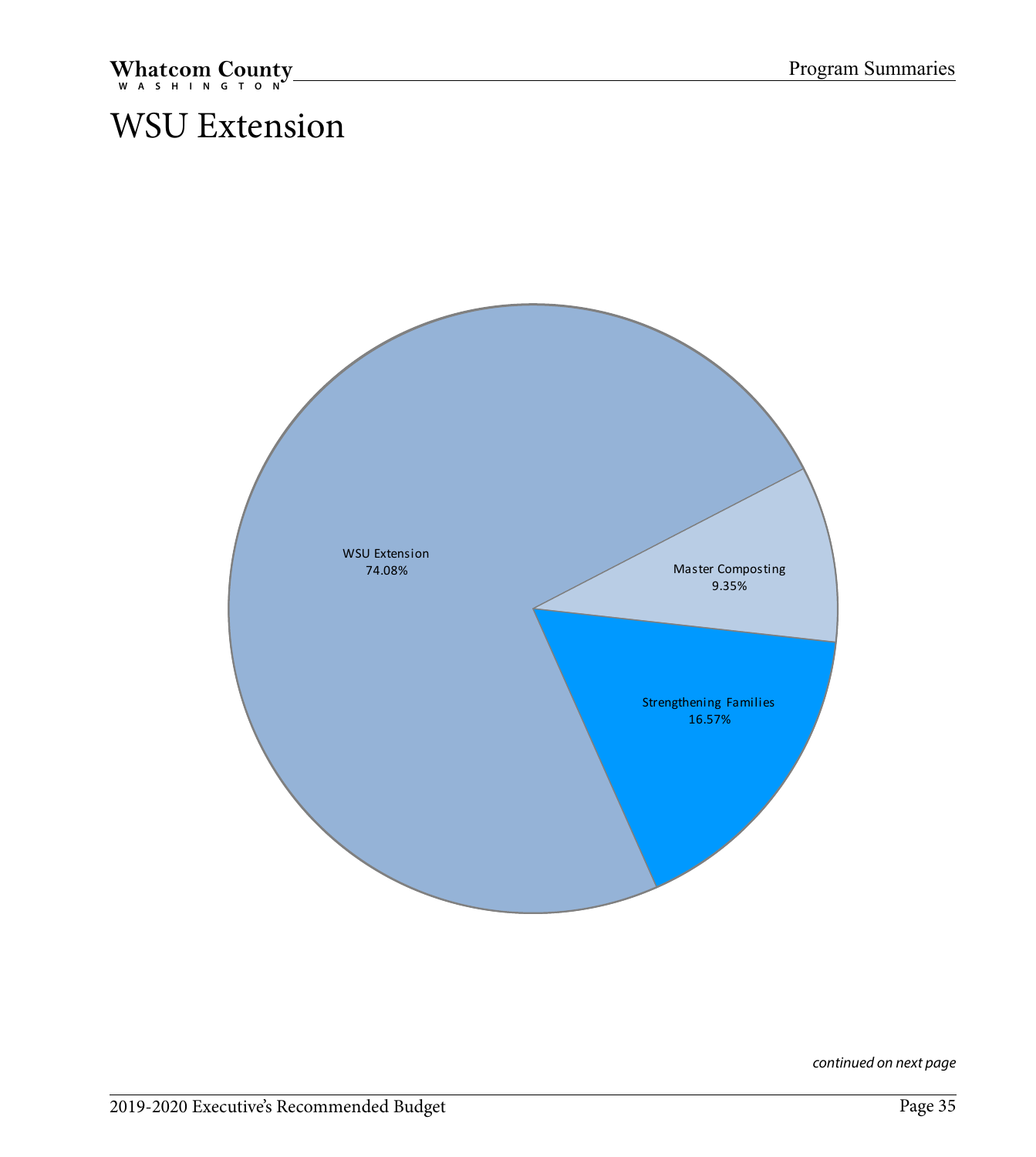# WSU Extension

WSU Extension
74.08%

Master Composting
9.35%

Strengthening Families
16.57%

*continued on next page*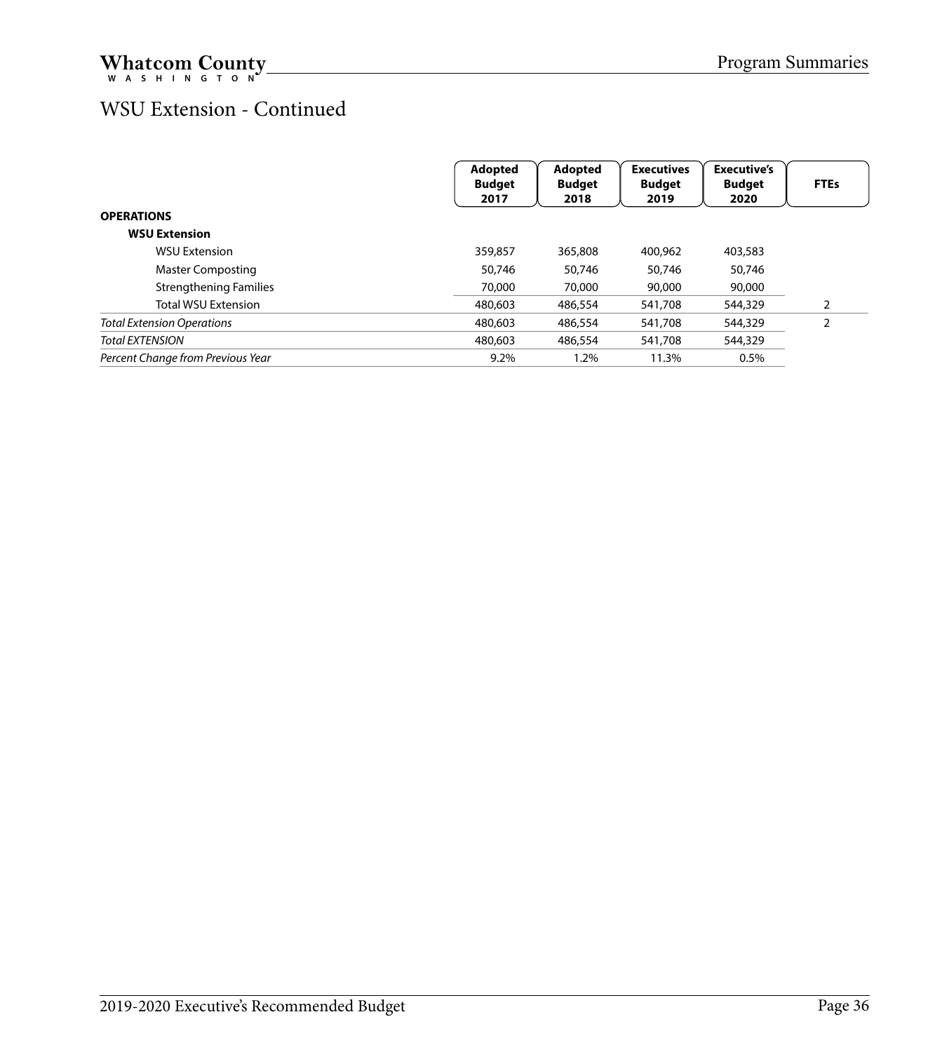# WSU Extension - Continued

| | Adopted Budget 2017 | Adopted Budget 2018 | Executives Budget 2019 | Executive's Budget 2020 | FTEs |
|---|---|---|---|---|---|
| **OPERATIONS** | | | | | |
| **WSU Extension** | | | | | |
| WSU Extension | 359,857 | 365,808 | 400,962 | 403,583 | |
| Master Composting | 50,746 | 50,746 | 50,746 | 50,746 | |
| Strengthening Families | 70,000 | 70,000 | 90,000 | 90,000 | |
| Total WSU Extension | 480,603 | 486,554 | 541,708 | 544,329 | 2 |
| *Total Extension Operations* | 480,603 | 486,554 | 541,708 | 544,329 | 2 |
| *Total EXTENSION* | 480,603 | 486,554 | 541,708 | 544,329 | |
| *Percent Change from Previous Year* | 9.2% | 1.2% | 11.3% | 0.5% | |